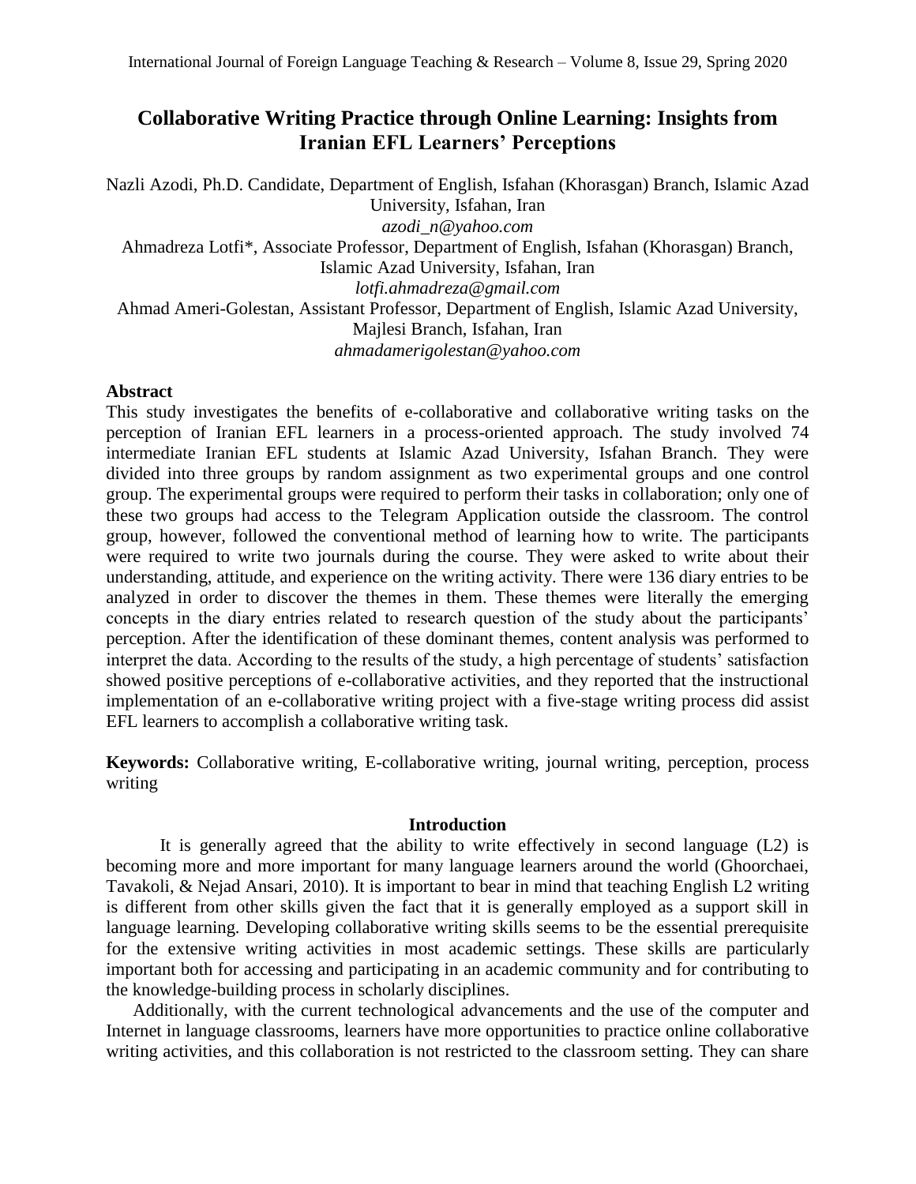# Collaborative Writing Practice through Online Learning: Insights from Iranian EFL Learners' Perceptions

Nazli Azodi, Ph.D. Candidate, Department of English, Isfahan (Khorasgan) Branch, Islamic Azad University, Isfahan, Iran
*azodi_n@yahoo.com*

Ahmadreza Lotfi*, Associate Professor, Department of English, Isfahan (Khorasgan) Branch, Islamic Azad University, Isfahan, Iran
*lotfi.ahmadreza@gmail.com*

Ahmad Ameri-Golestan, Assistant Professor, Department of English, Islamic Azad University, Majlesi Branch, Isfahan, Iran
*ahmadamerigolestan@yahoo.com*

## Abstract

This study investigates the benefits of e-collaborative and collaborative writing tasks on the perception of Iranian EFL learners in a process-oriented approach. The study involved 74 intermediate Iranian EFL students at Islamic Azad University, Isfahan Branch. They were divided into three groups by random assignment as two experimental groups and one control group. The experimental groups were required to perform their tasks in collaboration; only one of these two groups had access to the Telegram Application outside the classroom. The control group, however, followed the conventional method of learning how to write. The participants were required to write two journals during the course. They were asked to write about their understanding, attitude, and experience on the writing activity. There were 136 diary entries to be analyzed in order to discover the themes in them. These themes were literally the emerging concepts in the diary entries related to research question of the study about the participants' perception. After the identification of these dominant themes, content analysis was performed to interpret the data. According to the results of the study, a high percentage of students' satisfaction showed positive perceptions of e-collaborative activities, and they reported that the instructional implementation of an e-collaborative writing project with a five-stage writing process did assist EFL learners to accomplish a collaborative writing task.

**Keywords:** Collaborative writing, E-collaborative writing, journal writing, perception, process writing

## Introduction

It is generally agreed that the ability to write effectively in second language (L2) is becoming more and more important for many language learners around the world (Ghoorchaei, Tavakoli, & Nejad Ansari, 2010). It is important to bear in mind that teaching English L2 writing is different from other skills given the fact that it is generally employed as a support skill in language learning. Developing collaborative writing skills seems to be the essential prerequisite for the extensive writing activities in most academic settings. These skills are particularly important both for accessing and participating in an academic community and for contributing to the knowledge-building process in scholarly disciplines.

Additionally, with the current technological advancements and the use of the computer and Internet in language classrooms, learners have more opportunities to practice online collaborative writing activities, and this collaboration is not restricted to the classroom setting. They can share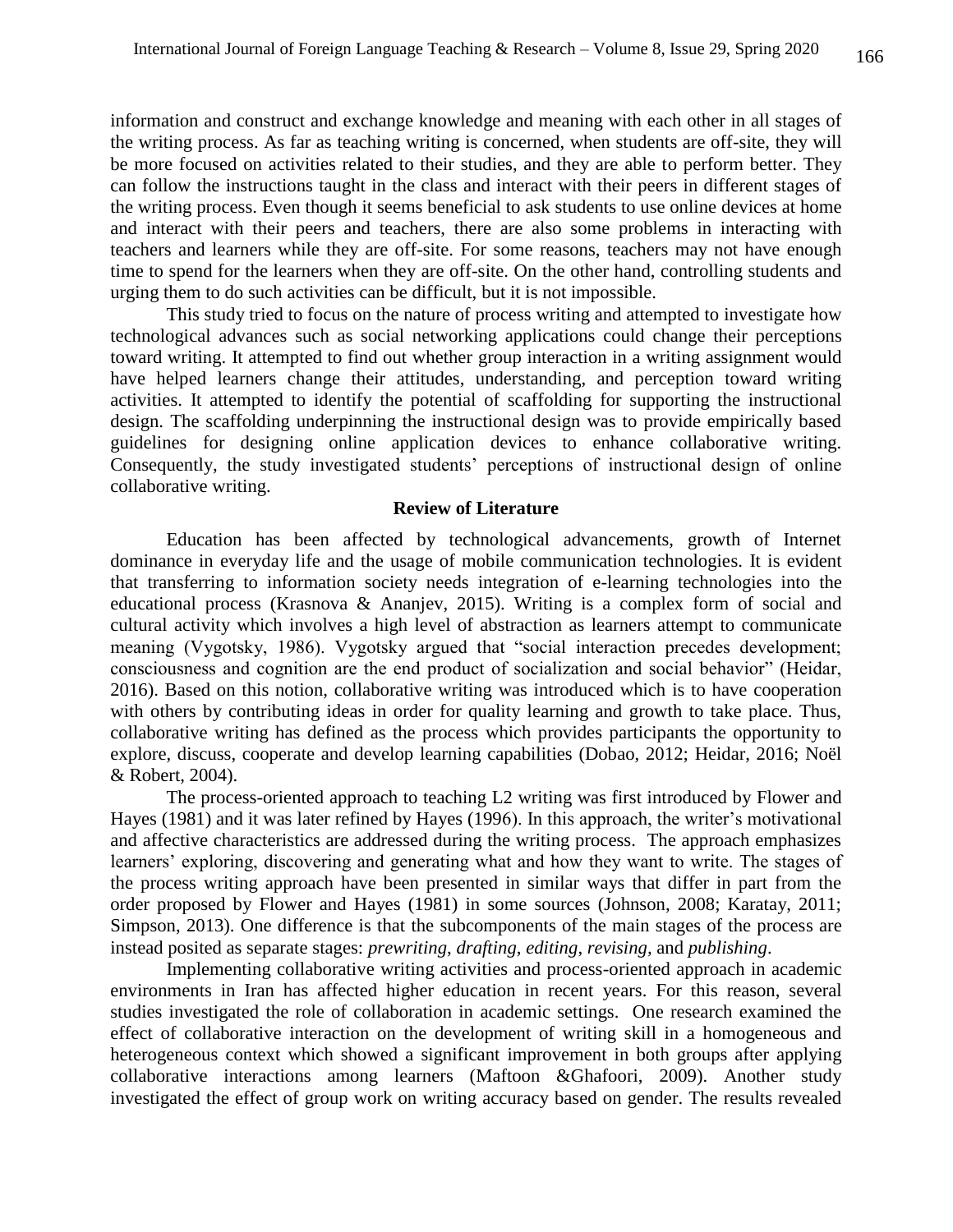information and construct and exchange knowledge and meaning with each other in all stages of the writing process. As far as teaching writing is concerned, when students are off-site, they will be more focused on activities related to their studies, and they are able to perform better. They can follow the instructions taught in the class and interact with their peers in different stages of the writing process. Even though it seems beneficial to ask students to use online devices at home and interact with their peers and teachers, there are also some problems in interacting with teachers and learners while they are off-site. For some reasons, teachers may not have enough time to spend for the learners when they are off-site. On the other hand, controlling students and urging them to do such activities can be difficult, but it is not impossible.

This study tried to focus on the nature of process writing and attempted to investigate how technological advances such as social networking applications could change their perceptions toward writing. It attempted to find out whether group interaction in a writing assignment would have helped learners change their attitudes, understanding, and perception toward writing activities. It attempted to identify the potential of scaffolding for supporting the instructional design. The scaffolding underpinning the instructional design was to provide empirically based guidelines for designing online application devices to enhance collaborative writing. Consequently, the study investigated students' perceptions of instructional design of online collaborative writing.

## Review of Literature

Education has been affected by technological advancements, growth of Internet dominance in everyday life and the usage of mobile communication technologies. It is evident that transferring to information society needs integration of e-learning technologies into the educational process (Krasnova & Ananjev, 2015). Writing is a complex form of social and cultural activity which involves a high level of abstraction as learners attempt to communicate meaning (Vygotsky, 1986). Vygotsky argued that "social interaction precedes development; consciousness and cognition are the end product of socialization and social behavior" (Heidar, 2016). Based on this notion, collaborative writing was introduced which is to have cooperation with others by contributing ideas in order for quality learning and growth to take place. Thus, collaborative writing has defined as the process which provides participants the opportunity to explore, discuss, cooperate and develop learning capabilities (Dobao, 2012; Heidar, 2016; Noël & Robert, 2004).

The process-oriented approach to teaching L2 writing was first introduced by Flower and Hayes (1981) and it was later refined by Hayes (1996). In this approach, the writer's motivational and affective characteristics are addressed during the writing process. The approach emphasizes learners' exploring, discovering and generating what and how they want to write. The stages of the process writing approach have been presented in similar ways that differ in part from the order proposed by Flower and Hayes (1981) in some sources (Johnson, 2008; Karatay, 2011; Simpson, 2013). One difference is that the subcomponents of the main stages of the process are instead posited as separate stages: *prewriting*, *drafting*, *editing*, *revising*, and *publishing*.

Implementing collaborative writing activities and process-oriented approach in academic environments in Iran has affected higher education in recent years. For this reason, several studies investigated the role of collaboration in academic settings. One research examined the effect of collaborative interaction on the development of writing skill in a homogeneous and heterogeneous context which showed a significant improvement in both groups after applying collaborative interactions among learners (Maftoon &Ghafoori, 2009). Another study investigated the effect of group work on writing accuracy based on gender. The results revealed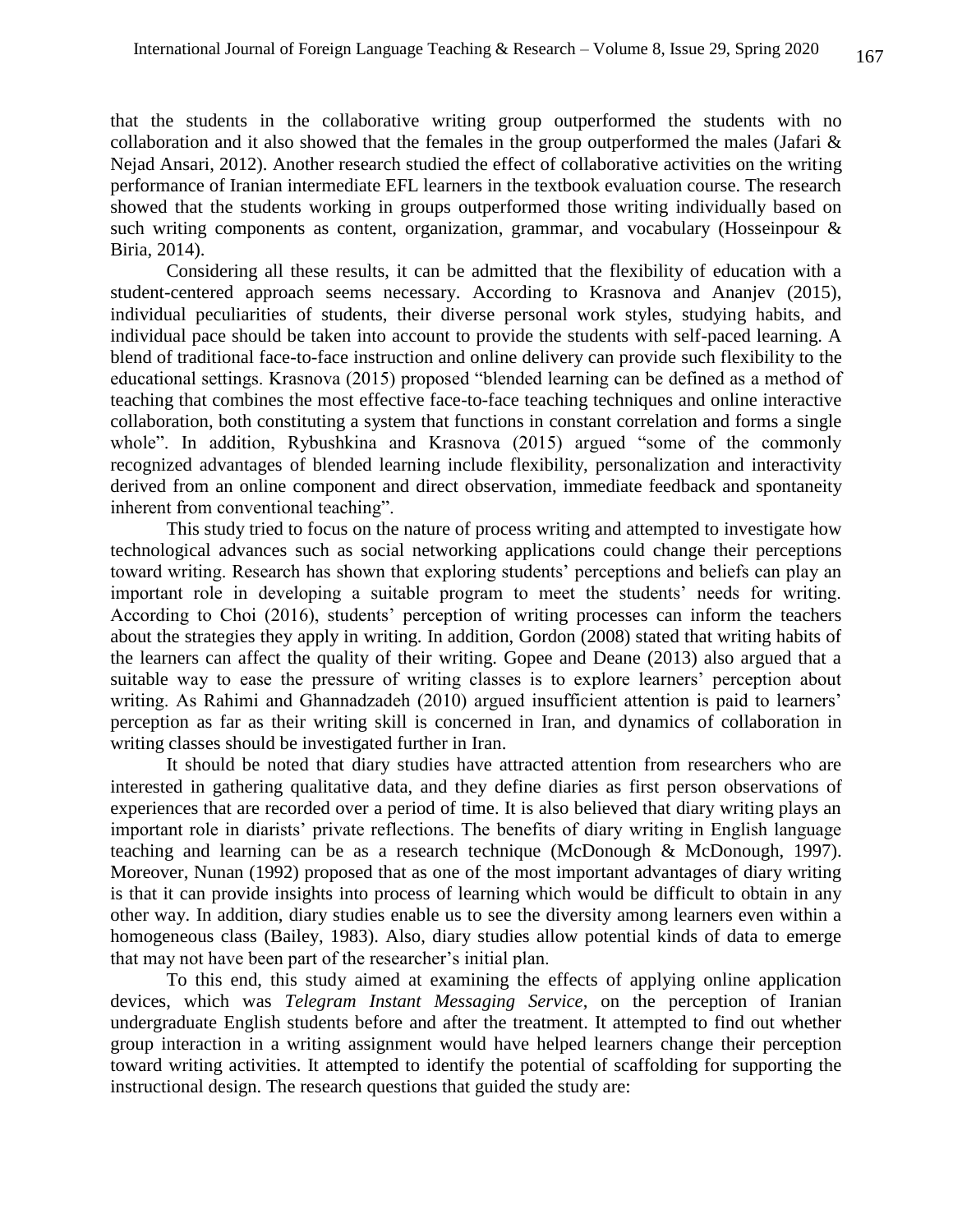that the students in the collaborative writing group outperformed the students with no collaboration and it also showed that the females in the group outperformed the males (Jafari & Nejad Ansari, 2012). Another research studied the effect of collaborative activities on the writing performance of Iranian intermediate EFL learners in the textbook evaluation course. The research showed that the students working in groups outperformed those writing individually based on such writing components as content, organization, grammar, and vocabulary (Hosseinpour & Biria, 2014).

Considering all these results, it can be admitted that the flexibility of education with a student-centered approach seems necessary. According to Krasnova and Ananjev (2015), individual peculiarities of students, their diverse personal work styles, studying habits, and individual pace should be taken into account to provide the students with self-paced learning. A blend of traditional face-to-face instruction and online delivery can provide such flexibility to the educational settings. Krasnova (2015) proposed "blended learning can be defined as a method of teaching that combines the most effective face-to-face teaching techniques and online interactive collaboration, both constituting a system that functions in constant correlation and forms a single whole". In addition, Rybushkina and Krasnova (2015) argued "some of the commonly recognized advantages of blended learning include flexibility, personalization and interactivity derived from an online component and direct observation, immediate feedback and spontaneity inherent from conventional teaching".

This study tried to focus on the nature of process writing and attempted to investigate how technological advances such as social networking applications could change their perceptions toward writing. Research has shown that exploring students' perceptions and beliefs can play an important role in developing a suitable program to meet the students' needs for writing. According to Choi (2016), students' perception of writing processes can inform the teachers about the strategies they apply in writing. In addition, Gordon (2008) stated that writing habits of the learners can affect the quality of their writing. Gopee and Deane (2013) also argued that a suitable way to ease the pressure of writing classes is to explore learners' perception about writing. As Rahimi and Ghannadzadeh (2010) argued insufficient attention is paid to learners' perception as far as their writing skill is concerned in Iran, and dynamics of collaboration in writing classes should be investigated further in Iran.

It should be noted that diary studies have attracted attention from researchers who are interested in gathering qualitative data, and they define diaries as first person observations of experiences that are recorded over a period of time. It is also believed that diary writing plays an important role in diarists' private reflections. The benefits of diary writing in English language teaching and learning can be as a research technique (McDonough & McDonough, 1997). Moreover, Nunan (1992) proposed that as one of the most important advantages of diary writing is that it can provide insights into process of learning which would be difficult to obtain in any other way. In addition, diary studies enable us to see the diversity among learners even within a homogeneous class (Bailey, 1983). Also, diary studies allow potential kinds of data to emerge that may not have been part of the researcher's initial plan.

To this end, this study aimed at examining the effects of applying online application devices, which was *Telegram Instant Messaging Service*, on the perception of Iranian undergraduate English students before and after the treatment. It attempted to find out whether group interaction in a writing assignment would have helped learners change their perception toward writing activities. It attempted to identify the potential of scaffolding for supporting the instructional design. The research questions that guided the study are: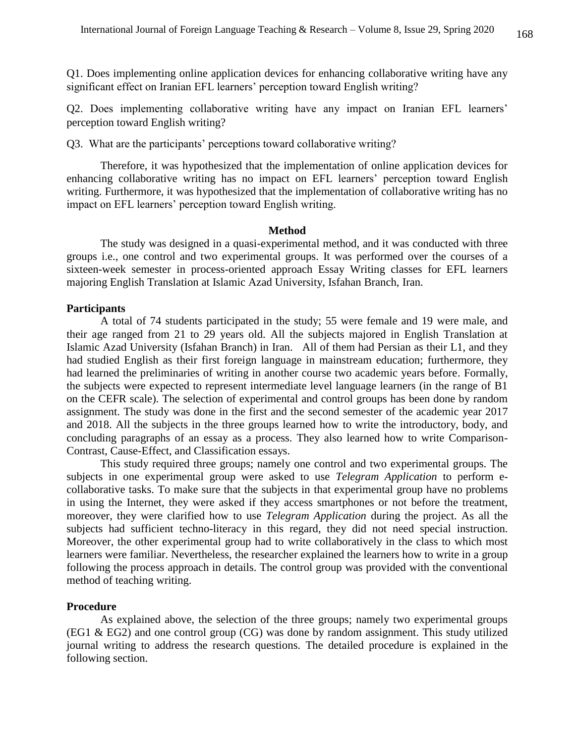Q1. Does implementing online application devices for enhancing collaborative writing have any significant effect on Iranian EFL learners' perception toward English writing?

Q2. Does implementing collaborative writing have any impact on Iranian EFL learners' perception toward English writing?

Q3. What are the participants' perceptions toward collaborative writing?

Therefore, it was hypothesized that the implementation of online application devices for enhancing collaborative writing has no impact on EFL learners' perception toward English writing. Furthermore, it was hypothesized that the implementation of collaborative writing has no impact on EFL learners' perception toward English writing.

## Method

The study was designed in a quasi-experimental method, and it was conducted with three groups i.e., one control and two experimental groups. It was performed over the courses of a sixteen-week semester in process-oriented approach Essay Writing classes for EFL learners majoring English Translation at Islamic Azad University, Isfahan Branch, Iran.

### Participants

A total of 74 students participated in the study; 55 were female and 19 were male, and their age ranged from 21 to 29 years old. All the subjects majored in English Translation at Islamic Azad University (Isfahan Branch) in Iran. All of them had Persian as their L1, and they had studied English as their first foreign language in mainstream education; furthermore, they had learned the preliminaries of writing in another course two academic years before. Formally, the subjects were expected to represent intermediate level language learners (in the range of B1 on the CEFR scale). The selection of experimental and control groups has been done by random assignment. The study was done in the first and the second semester of the academic year 2017 and 2018. All the subjects in the three groups learned how to write the introductory, body, and concluding paragraphs of an essay as a process. They also learned how to write Comparison-Contrast, Cause-Effect, and Classification essays.

This study required three groups; namely one control and two experimental groups. The subjects in one experimental group were asked to use *Telegram Application* to perform e-collaborative tasks. To make sure that the subjects in that experimental group have no problems in using the Internet, they were asked if they access smartphones or not before the treatment, moreover, they were clarified how to use *Telegram Application* during the project. As all the subjects had sufficient techno-literacy in this regard, they did not need special instruction. Moreover, the other experimental group had to write collaboratively in the class to which most learners were familiar. Nevertheless, the researcher explained the learners how to write in a group following the process approach in details. The control group was provided with the conventional method of teaching writing.

### Procedure

As explained above, the selection of the three groups; namely two experimental groups (EG1 & EG2) and one control group (CG) was done by random assignment. This study utilized journal writing to address the research questions. The detailed procedure is explained in the following section.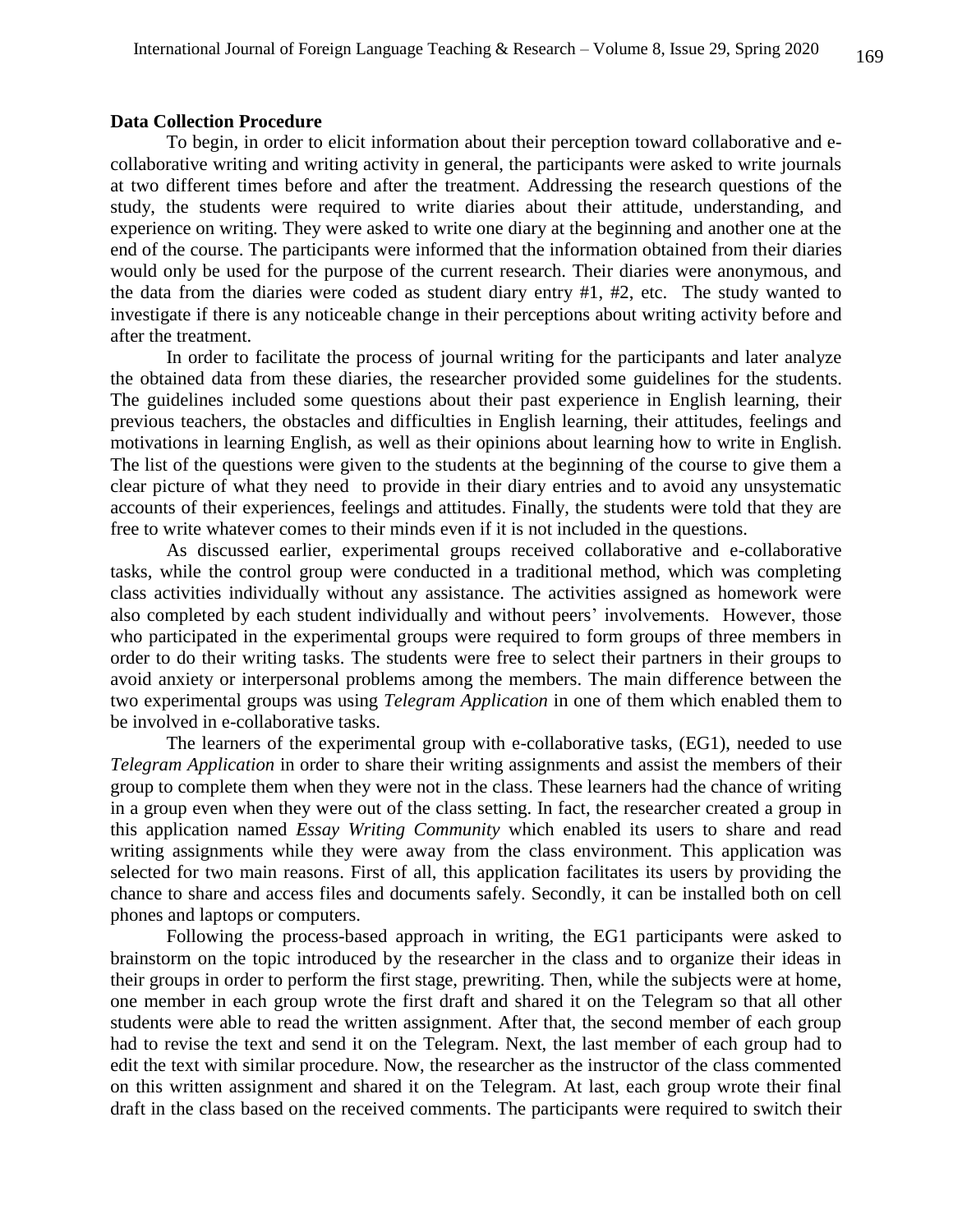**Data Collection Procedure**

To begin, in order to elicit information about their perception toward collaborative and e-collaborative writing and writing activity in general, the participants were asked to write journals at two different times before and after the treatment. Addressing the research questions of the study, the students were required to write diaries about their attitude, understanding, and experience on writing. They were asked to write one diary at the beginning and another one at the end of the course. The participants were informed that the information obtained from their diaries would only be used for the purpose of the current research. Their diaries were anonymous, and the data from the diaries were coded as student diary entry #1, #2, etc. The study wanted to investigate if there is any noticeable change in their perceptions about writing activity before and after the treatment.

In order to facilitate the process of journal writing for the participants and later analyze the obtained data from these diaries, the researcher provided some guidelines for the students. The guidelines included some questions about their past experience in English learning, their previous teachers, the obstacles and difficulties in English learning, their attitudes, feelings and motivations in learning English, as well as their opinions about learning how to write in English. The list of the questions were given to the students at the beginning of the course to give them a clear picture of what they need to provide in their diary entries and to avoid any unsystematic accounts of their experiences, feelings and attitudes. Finally, the students were told that they are free to write whatever comes to their minds even if it is not included in the questions.

As discussed earlier, experimental groups received collaborative and e-collaborative tasks, while the control group were conducted in a traditional method, which was completing class activities individually without any assistance. The activities assigned as homework were also completed by each student individually and without peers' involvements. However, those who participated in the experimental groups were required to form groups of three members in order to do their writing tasks. The students were free to select their partners in their groups to avoid anxiety or interpersonal problems among the members. The main difference between the two experimental groups was using *Telegram Application* in one of them which enabled them to be involved in e-collaborative tasks.

The learners of the experimental group with e-collaborative tasks, (EG1), needed to use *Telegram Application* in order to share their writing assignments and assist the members of their group to complete them when they were not in the class. These learners had the chance of writing in a group even when they were out of the class setting. In fact, the researcher created a group in this application named *Essay Writing Community* which enabled its users to share and read writing assignments while they were away from the class environment. This application was selected for two main reasons. First of all, this application facilitates its users by providing the chance to share and access files and documents safely. Secondly, it can be installed both on cell phones and laptops or computers.

Following the process-based approach in writing, the EG1 participants were asked to brainstorm on the topic introduced by the researcher in the class and to organize their ideas in their groups in order to perform the first stage, prewriting. Then, while the subjects were at home, one member in each group wrote the first draft and shared it on the Telegram so that all other students were able to read the written assignment. After that, the second member of each group had to revise the text and send it on the Telegram. Next, the last member of each group had to edit the text with similar procedure. Now, the researcher as the instructor of the class commented on this written assignment and shared it on the Telegram. At last, each group wrote their final draft in the class based on the received comments. The participants were required to switch their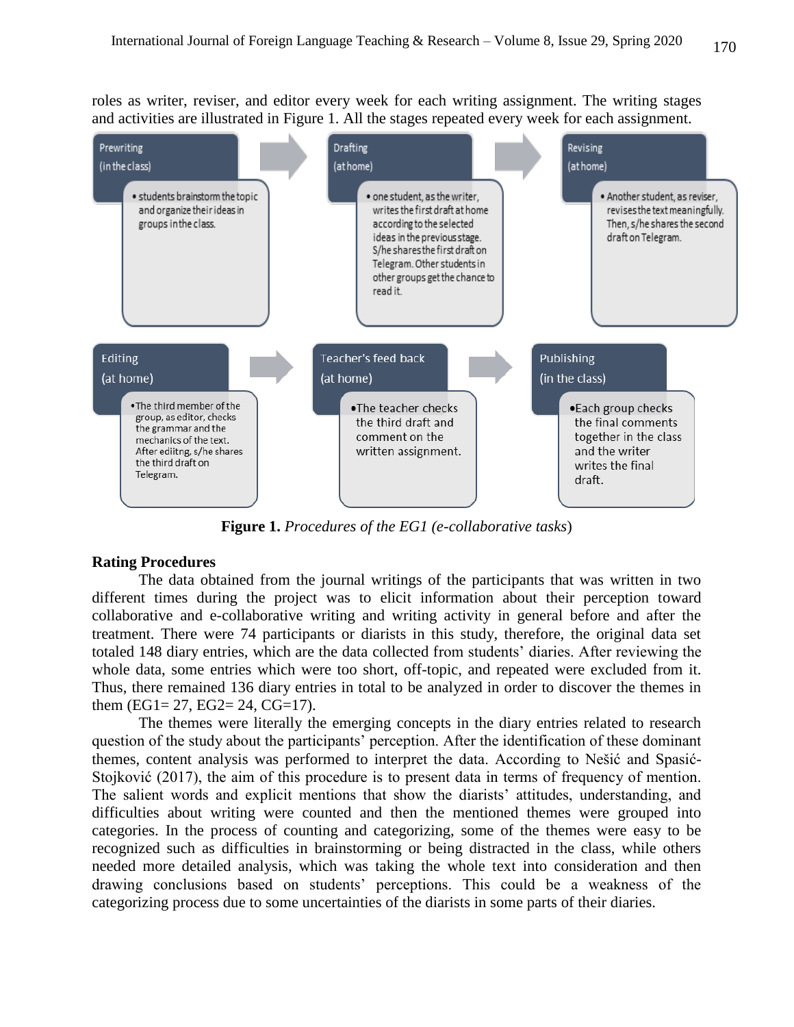roles as writer, reviser, and editor every week for each writing assignment. The writing stages and activities are illustrated in Figure 1. All the stages repeated every week for each assignment.

Prewriting (in the class)
- students brainstorm the topic and organize their ideas in groups in the class.

Drafting (at home)
- one student, as the writer, writes the first draft at home according to the selected ideas in the previous stage. S/he shares the first draft on Telegram. Other students in other groups get the chance to read it.

Revising (at home)
- Another student, as reviser, revises the text meaningfully. Then, s/he shares the second draft on Telegram.

Editing (at home)
- The third member of the group, as editor, checks the grammar and the mechanics of the text. After ediitng, s/he shares the third draft on Telegram.

Teacher's feed back (at home)
- The teacher checks the third draft and comment on the written assignment.

Publishing (in the class)
- Each group checks the final comments together in the class and the writer writes the final draft.

**Figure 1.** *Procedures of the EG1 (e-collaborative tasks*)

## Rating Procedures

The data obtained from the journal writings of the participants that was written in two different times during the project was to elicit information about their perception toward collaborative and e-collaborative writing and writing activity in general before and after the treatment. There were 74 participants or diarists in this study, therefore, the original data set totaled 148 diary entries, which are the data collected from students' diaries. After reviewing the whole data, some entries which were too short, off-topic, and repeated were excluded from it. Thus, there remained 136 diary entries in total to be analyzed in order to discover the themes in them (EG1= 27, EG2= 24, CG=17).

The themes were literally the emerging concepts in the diary entries related to research question of the study about the participants' perception. After the identification of these dominant themes, content analysis was performed to interpret the data. According to Nešić and Spasić-Stojković (2017), the aim of this procedure is to present data in terms of frequency of mention. The salient words and explicit mentions that show the diarists' attitudes, understanding, and difficulties about writing were counted and then the mentioned themes were grouped into categories. In the process of counting and categorizing, some of the themes were easy to be recognized such as difficulties in brainstorming or being distracted in the class, while others needed more detailed analysis, which was taking the whole text into consideration and then drawing conclusions based on students' perceptions. This could be a weakness of the categorizing process due to some uncertainties of the diarists in some parts of their diaries.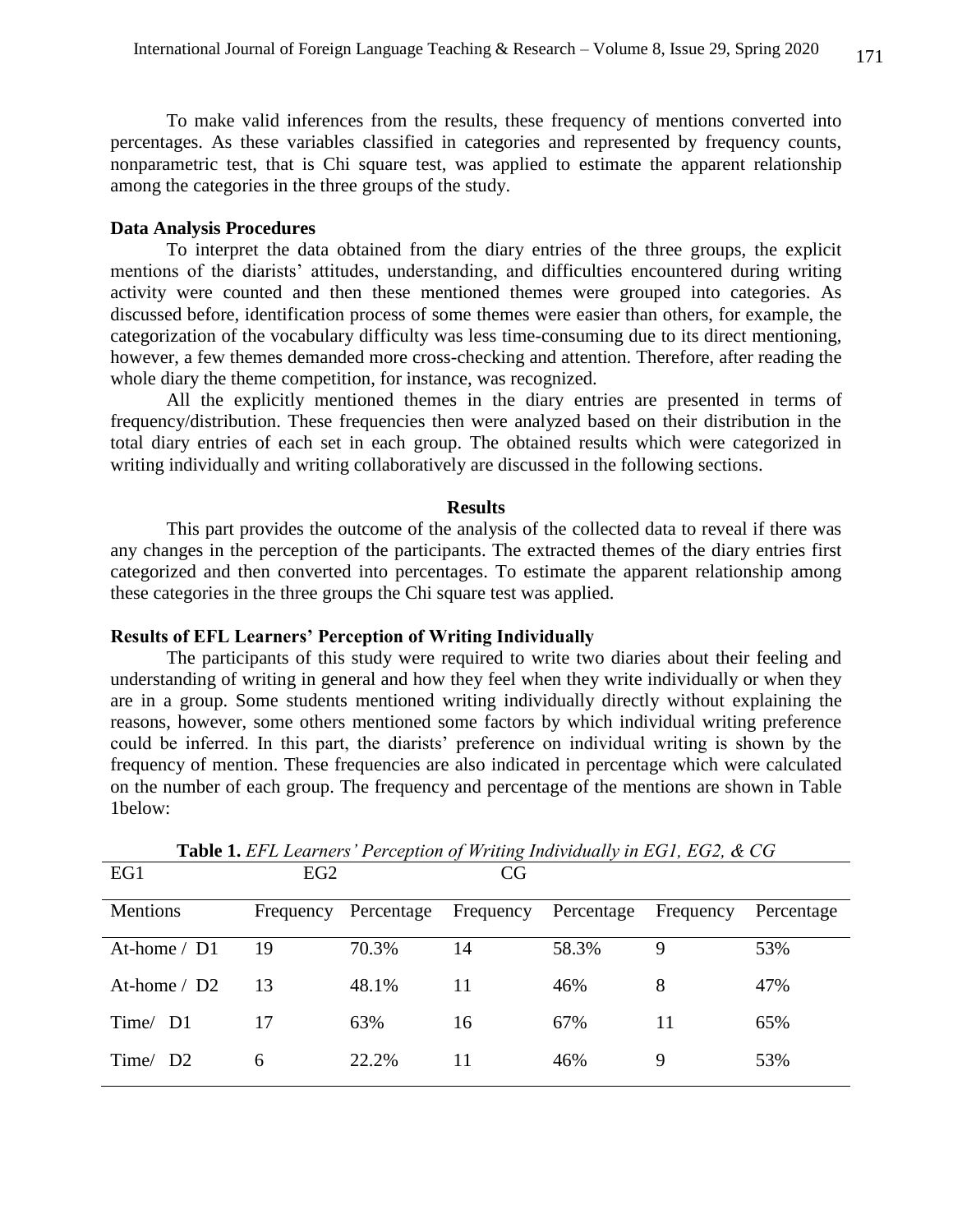To make valid inferences from the results, these frequency of mentions converted into percentages. As these variables classified in categories and represented by frequency counts, nonparametric test, that is Chi square test, was applied to estimate the apparent relationship among the categories in the three groups of the study.

**Data Analysis Procedures**

To interpret the data obtained from the diary entries of the three groups, the explicit mentions of the diarists' attitudes, understanding, and difficulties encountered during writing activity were counted and then these mentioned themes were grouped into categories. As discussed before, identification process of some themes were easier than others, for example, the categorization of the vocabulary difficulty was less time-consuming due to its direct mentioning, however, a few themes demanded more cross-checking and attention. Therefore, after reading the whole diary the theme competition, for instance, was recognized.

All the explicitly mentioned themes in the diary entries are presented in terms of frequency/distribution. These frequencies then were analyzed based on their distribution in the total diary entries of each set in each group. The obtained results which were categorized in writing individually and writing collaboratively are discussed in the following sections.

## Results

This part provides the outcome of the analysis of the collected data to reveal if there was any changes in the perception of the participants. The extracted themes of the diary entries first categorized and then converted into percentages. To estimate the apparent relationship among these categories in the three groups the Chi square test was applied.

**Results of EFL Learners' Perception of Writing Individually**

The participants of this study were required to write two diaries about their feeling and understanding of writing in general and how they feel when they write individually or when they are in a group. Some students mentioned writing individually directly without explaining the reasons, however, some others mentioned some factors by which individual writing preference could be inferred. In this part, the diarists' preference on individual writing is shown by the frequency of mention. These frequencies are also indicated in percentage which were calculated on the number of each group. The frequency and percentage of the mentions are shown in Table 1below:

**Table 1.** *EFL Learners' Perception of Writing Individually in EG1, EG2, & CG*

| | EG1 | | EG2 | | CG | |
|---|---|---|---|---|---|---|
| Mentions | Frequency | Percentage | Frequency | Percentage | Frequency | Percentage |
| At-home / D1 | 19 | 70.3% | 14 | 58.3% | 9 | 53% |
| At-home / D2 | 13 | 48.1% | 11 | 46% | 8 | 47% |
| Time/ D1 | 17 | 63% | 16 | 67% | 11 | 65% |
| Time/ D2 | 6 | 22.2% | 11 | 46% | 9 | 53% |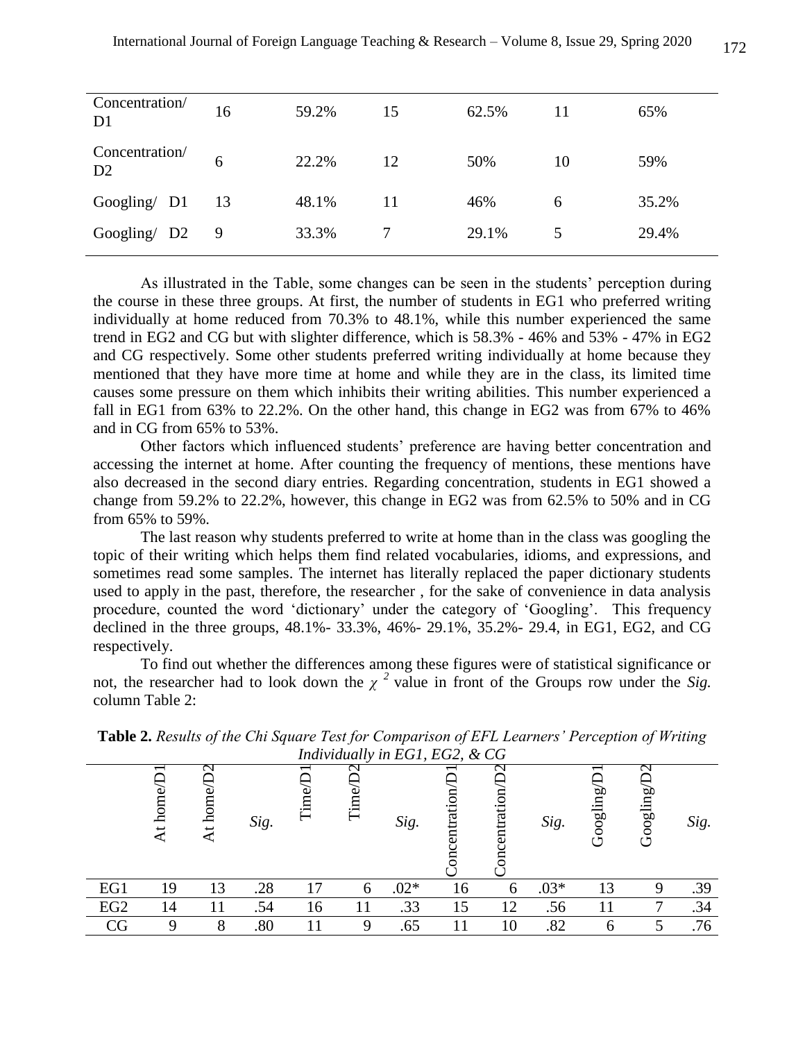| Concentration/ D1 | 16 | 59.2% | 15 | 62.5% | 11 | 65% |
|---|---|---|---|---|---|---|
| Concentration/ D2 | 6 | 22.2% | 12 | 50% | 10 | 59% |
| Googling/ D1 | 13 | 48.1% | 11 | 46% | 6 | 35.2% |
| Googling/ D2 | 9 | 33.3% | 7 | 29.1% | 5 | 29.4% |

As illustrated in the Table, some changes can be seen in the students' perception during the course in these three groups. At first, the number of students in EG1 who preferred writing individually at home reduced from 70.3% to 48.1%, while this number experienced the same trend in EG2 and CG but with slighter difference, which is 58.3% - 46% and 53% - 47% in EG2 and CG respectively. Some other students preferred writing individually at home because they mentioned that they have more time at home and while they are in the class, its limited time causes some pressure on them which inhibits their writing abilities. This number experienced a fall in EG1 from 63% to 22.2%. On the other hand, this change in EG2 was from 67% to 46% and in CG from 65% to 53%.

Other factors which influenced students' preference are having better concentration and accessing the internet at home. After counting the frequency of mentions, these mentions have also decreased in the second diary entries. Regarding concentration, students in EG1 showed a change from 59.2% to 22.2%, however, this change in EG2 was from 62.5% to 50% and in CG from 65% to 59%.

The last reason why students preferred to write at home than in the class was googling the topic of their writing which helps them find related vocabularies, idioms, and expressions, and sometimes read some samples. The internet has literally replaced the paper dictionary students used to apply in the past, therefore, the researcher , for the sake of convenience in data analysis procedure, counted the word 'dictionary' under the category of 'Googling'. This frequency declined in the three groups, 48.1%- 33.3%, 46%- 29.1%, 35.2%- 29.4, in EG1, EG2, and CG respectively.

To find out whether the differences among these figures were of statistical significance or not, the researcher had to look down the $\chi^2$ value in front of the Groups row under the *Sig.* column Table 2:

**Table 2.** *Results of the Chi Square Test for Comparison of EFL Learners' Perception of Writing Individually in EG1, EG2, & CG*

| | At home/D1 | At home/D2 | *Sig.* | Time/D1 | Time/D2 | *Sig.* | Concentration/D1 | Concentration/D2 | *Sig.* | Googling/D1 | Googling/D2 | *Sig.* |
|---|---|---|---|---|---|---|---|---|---|---|---|---|
| EG1 | 19 | 13 | .28 | 17 | 6 | .02* | 16 | 6 | .03* | 13 | 9 | .39 |
| EG2 | 14 | 11 | .54 | 16 | 11 | .33 | 15 | 12 | .56 | 11 | 7 | .34 |
| CG | 9 | 8 | .80 | 11 | 9 | .65 | 11 | 10 | .82 | 6 | 5 | .76 |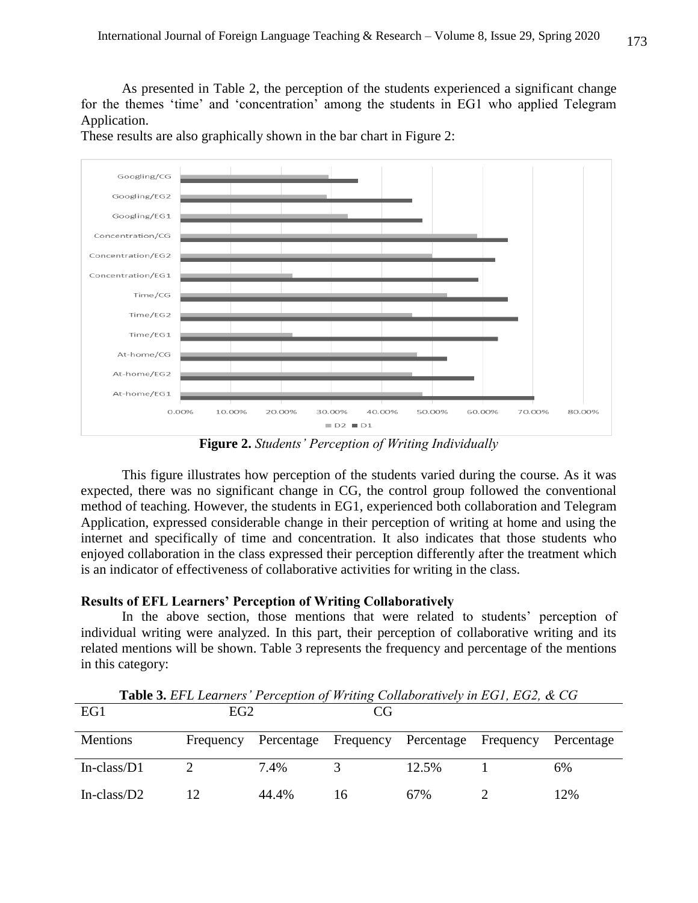As presented in Table 2, the perception of the students experienced a significant change for the themes 'time' and 'concentration' among the students in EG1 who applied Telegram Application.

These results are also graphically shown in the bar chart in Figure 2:

**Figure 2.** *Students' Perception of Writing Individually*

This figure illustrates how perception of the students varied during the course. As it was expected, there was no significant change in CG, the control group followed the conventional method of teaching. However, the students in EG1, experienced both collaboration and Telegram Application, expressed considerable change in their perception of writing at home and using the internet and specifically of time and concentration. It also indicates that those students who enjoyed collaboration in the class expressed their perception differently after the treatment which is an indicator of effectiveness of collaborative activities for writing in the class.

**Results of EFL Learners' Perception of Writing Collaboratively**

In the above section, those mentions that were related to students' perception of individual writing were analyzed. In this part, their perception of collaborative writing and its related mentions will be shown. Table 3 represents the frequency and percentage of the mentions in this category:

**Table 3.** *EFL Learners' Perception of Writing Collaboratively in EG1, EG2, & CG*

| | EG1 | | EG2 | | CG | |
|---|---|---|---|---|---|---|
| Mentions | Frequency | Percentage | Frequency | Percentage | Frequency | Percentage |
| In-class/D1 | 2 | 7.4% | 3 | 12.5% | 1 | 6% |
| In-class/D2 | 12 | 44.4% | 16 | 67% | 2 | 12% |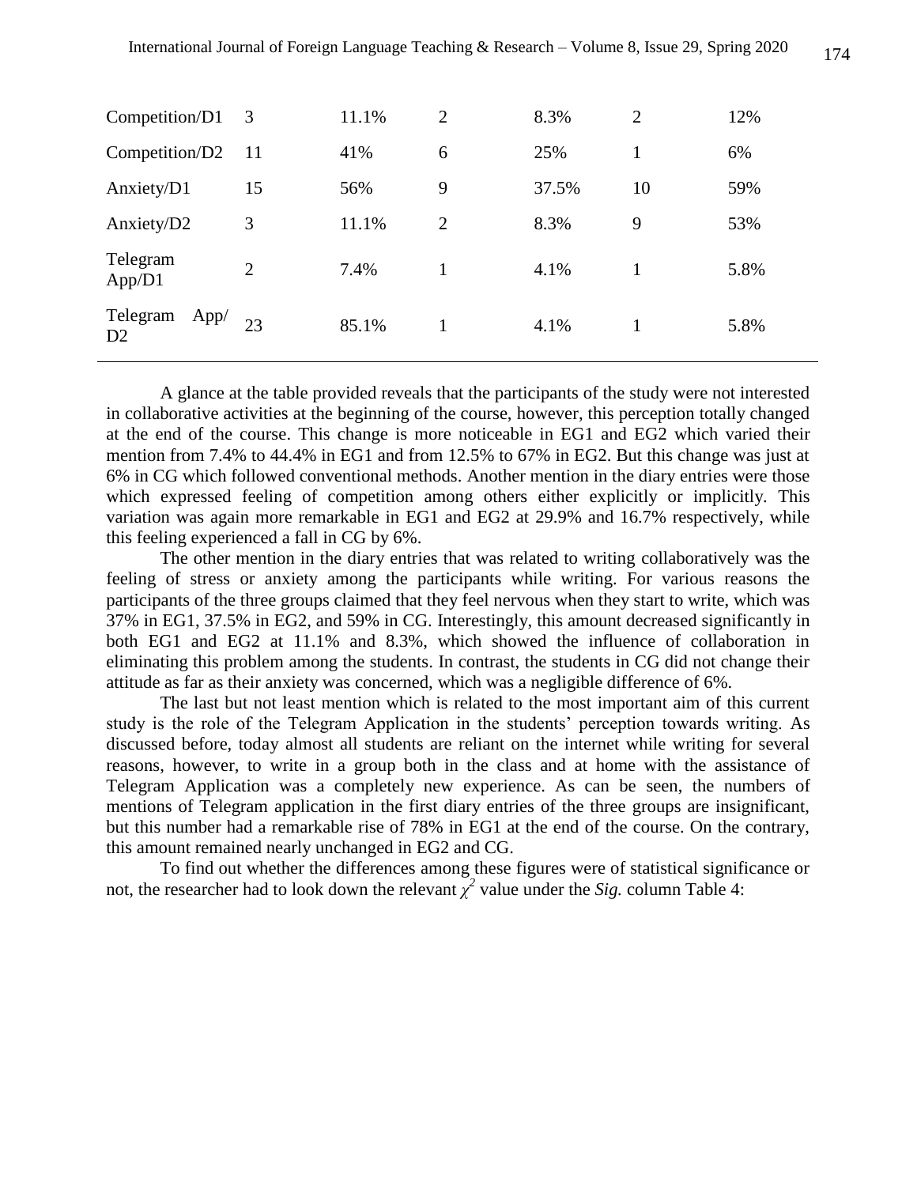| | | | | | | |
|---|---|---|---|---|---|---|
| Competition/D1 | 3 | 11.1% | 2 | 8.3% | 2 | 12% |
| Competition/D2 | 11 | 41% | 6 | 25% | 1 | 6% |
| Anxiety/D1 | 15 | 56% | 9 | 37.5% | 10 | 59% |
| Anxiety/D2 | 3 | 11.1% | 2 | 8.3% | 9 | 53% |
| Telegram App/D1 | 2 | 7.4% | 1 | 4.1% | 1 | 5.8% |
| Telegram App/ D2 | 23 | 85.1% | 1 | 4.1% | 1 | 5.8% |

A glance at the table provided reveals that the participants of the study were not interested in collaborative activities at the beginning of the course, however, this perception totally changed at the end of the course. This change is more noticeable in EG1 and EG2 which varied their mention from 7.4% to 44.4% in EG1 and from 12.5% to 67% in EG2. But this change was just at 6% in CG which followed conventional methods. Another mention in the diary entries were those which expressed feeling of competition among others either explicitly or implicitly. This variation was again more remarkable in EG1 and EG2 at 29.9% and 16.7% respectively, while this feeling experienced a fall in CG by 6%.

The other mention in the diary entries that was related to writing collaboratively was the feeling of stress or anxiety among the participants while writing. For various reasons the participants of the three groups claimed that they feel nervous when they start to write, which was 37% in EG1, 37.5% in EG2, and 59% in CG. Interestingly, this amount decreased significantly in both EG1 and EG2 at 11.1% and 8.3%, which showed the influence of collaboration in eliminating this problem among the students. In contrast, the students in CG did not change their attitude as far as their anxiety was concerned, which was a negligible difference of 6%.

The last but not least mention which is related to the most important aim of this current study is the role of the Telegram Application in the students' perception towards writing. As discussed before, today almost all students are reliant on the internet while writing for several reasons, however, to write in a group both in the class and at home with the assistance of Telegram Application was a completely new experience. As can be seen, the numbers of mentions of Telegram application in the first diary entries of the three groups are insignificant, but this number had a remarkable rise of 78% in EG1 at the end of the course. On the contrary, this amount remained nearly unchanged in EG2 and CG.

To find out whether the differences among these figures were of statistical significance or not, the researcher had to look down the relevant $\chi^2$ value under the *Sig.* column Table 4: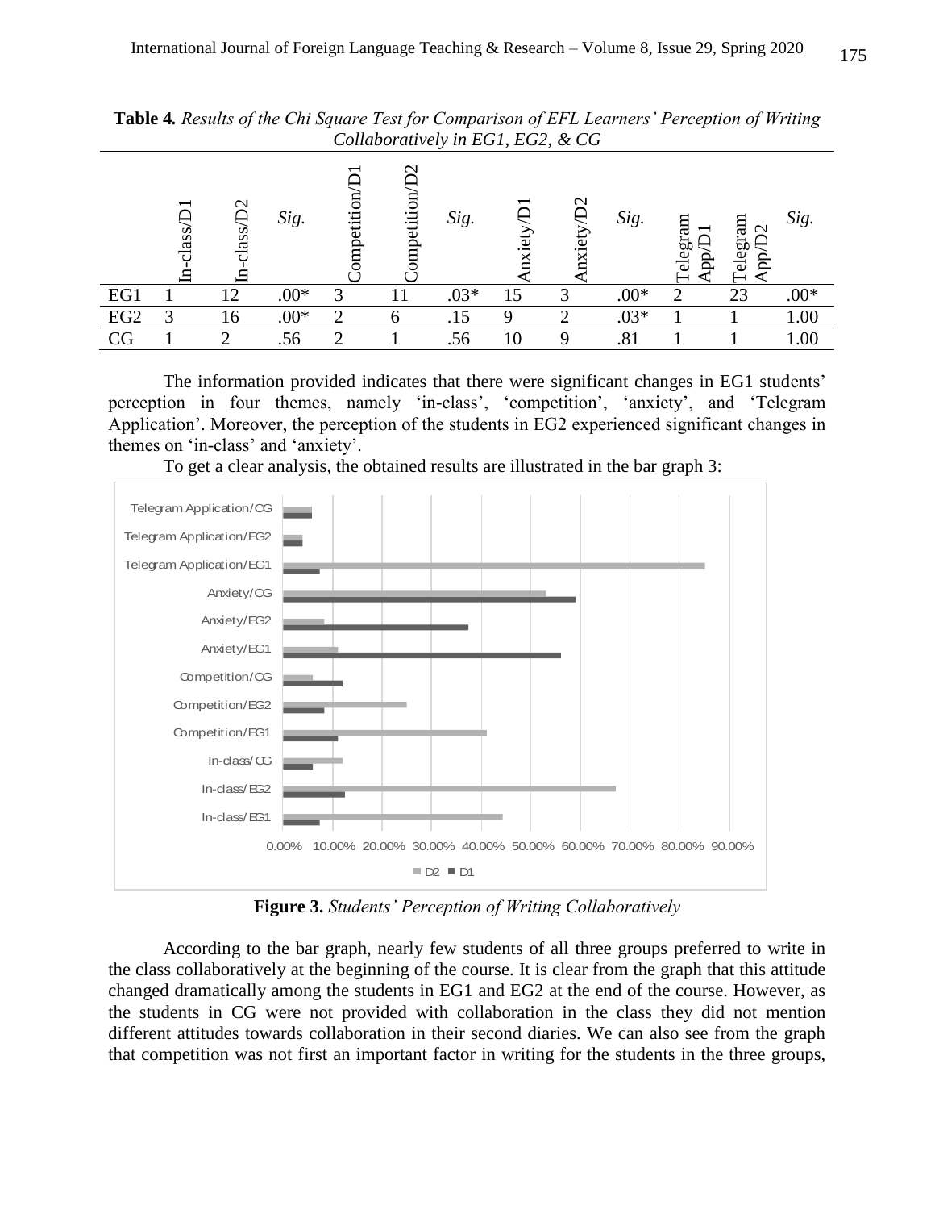**Table 4.** *Results of the Chi Square Test for Comparison of EFL Learners' Perception of Writing Collaboratively in EG1, EG2, & CG*

| | In-class/D1 | In-class/D2 | *Sig.* | Competition/D1 | Competition/D2 | *Sig.* | Anxiety/D1 | Anxiety/D2 | *Sig.* | Telegram App/D1 | Telegram App/D2 | *Sig.* |
|---|---|---|---|---|---|---|---|---|---|---|---|---|
| EG1 | 1 | 12 | .00* | 3 | 11 | .03* | 15 | 3 | .00* | 2 | 23 | .00* |
| EG2 | 3 | 16 | .00* | 2 | 6 | .15 | 9 | 2 | .03* | 1 | 1 | 1.00 |
| CG | 1 | 2 | .56 | 2 | 1 | .56 | 10 | 9 | .81 | 1 | 1 | 1.00 |

The information provided indicates that there were significant changes in EG1 students' perception in four themes, namely 'in-class', 'competition', 'anxiety', and 'Telegram Application'. Moreover, the perception of the students in EG2 experienced significant changes in themes on 'in-class' and 'anxiety'.

To get a clear analysis, the obtained results are illustrated in the bar graph 3:

**Figure 3.** *Students' Perception of Writing Collaboratively*

According to the bar graph, nearly few students of all three groups preferred to write in the class collaboratively at the beginning of the course. It is clear from the graph that this attitude changed dramatically among the students in EG1 and EG2 at the end of the course. However, as the students in CG were not provided with collaboration in the class they did not mention different attitudes towards collaboration in their second diaries. We can also see from the graph that competition was not first an important factor in writing for the students in the three groups,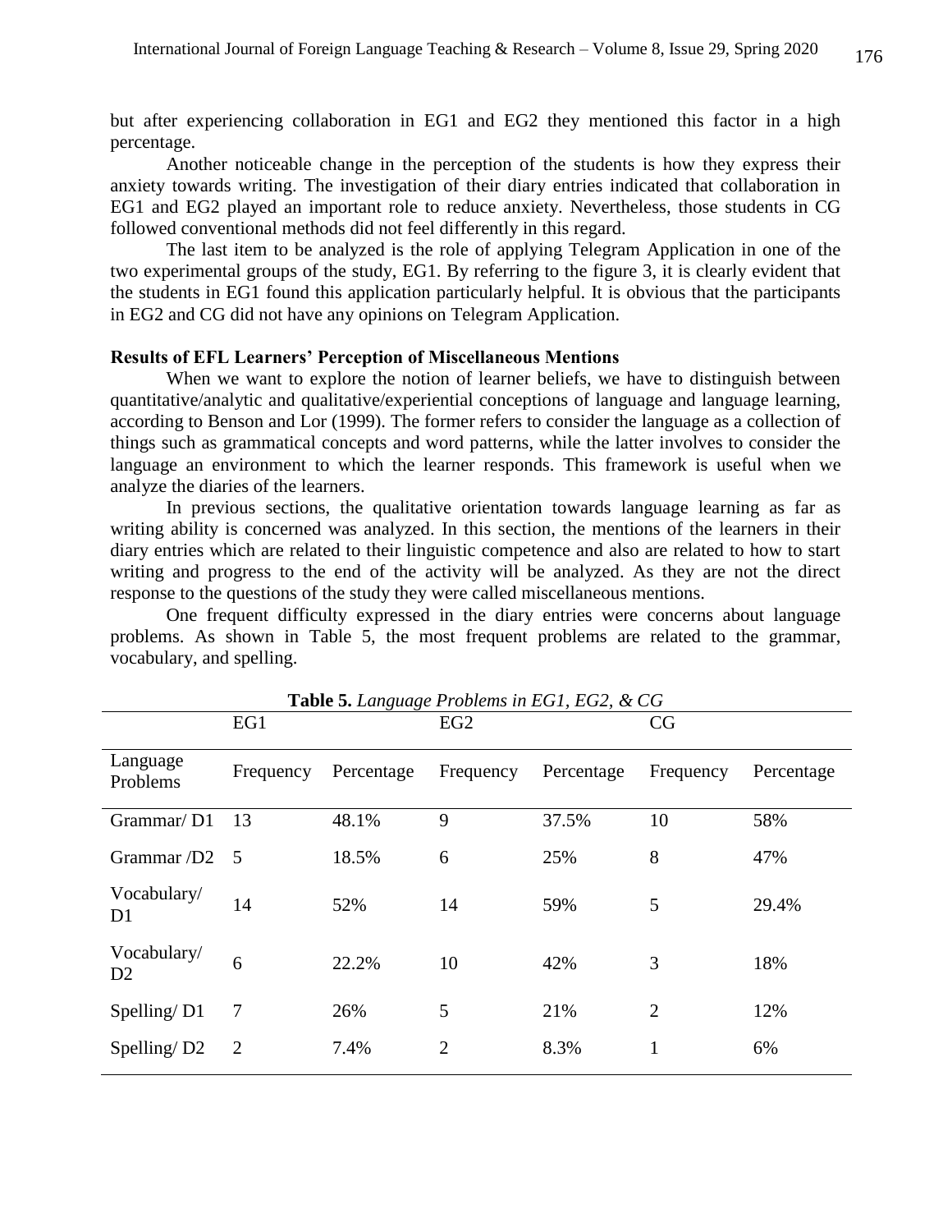but after experiencing collaboration in EG1 and EG2 they mentioned this factor in a high percentage.

Another noticeable change in the perception of the students is how they express their anxiety towards writing. The investigation of their diary entries indicated that collaboration in EG1 and EG2 played an important role to reduce anxiety. Nevertheless, those students in CG followed conventional methods did not feel differently in this regard.

The last item to be analyzed is the role of applying Telegram Application in one of the two experimental groups of the study, EG1. By referring to the figure 3, it is clearly evident that the students in EG1 found this application particularly helpful. It is obvious that the participants in EG2 and CG did not have any opinions on Telegram Application.

### Results of EFL Learners' Perception of Miscellaneous Mentions

When we want to explore the notion of learner beliefs, we have to distinguish between quantitative/analytic and qualitative/experiential conceptions of language and language learning, according to Benson and Lor (1999). The former refers to consider the language as a collection of things such as grammatical concepts and word patterns, while the latter involves to consider the language an environment to which the learner responds. This framework is useful when we analyze the diaries of the learners.

In previous sections, the qualitative orientation towards language learning as far as writing ability is concerned was analyzed. In this section, the mentions of the learners in their diary entries which are related to their linguistic competence and also are related to how to start writing and progress to the end of the activity will be analyzed. As they are not the direct response to the questions of the study they were called miscellaneous mentions.

One frequent difficulty expressed in the diary entries were concerns about language problems. As shown in Table 5, the most frequent problems are related to the grammar, vocabulary, and spelling.

**Table 5.** *Language Problems in EG1, EG2, & CG*

| | EG1 | | EG2 | | CG | |
|---|---|---|---|---|---|---|
| Language Problems | Frequency | Percentage | Frequency | Percentage | Frequency | Percentage |
| Grammar/ D1 | 13 | 48.1% | 9 | 37.5% | 10 | 58% |
| Grammar /D2 | 5 | 18.5% | 6 | 25% | 8 | 47% |
| Vocabulary/ D1 | 14 | 52% | 14 | 59% | 5 | 29.4% |
| Vocabulary/ D2 | 6 | 22.2% | 10 | 42% | 3 | 18% |
| Spelling/ D1 | 7 | 26% | 5 | 21% | 2 | 12% |
| Spelling/ D2 | 2 | 7.4% | 2 | 8.3% | 1 | 6% |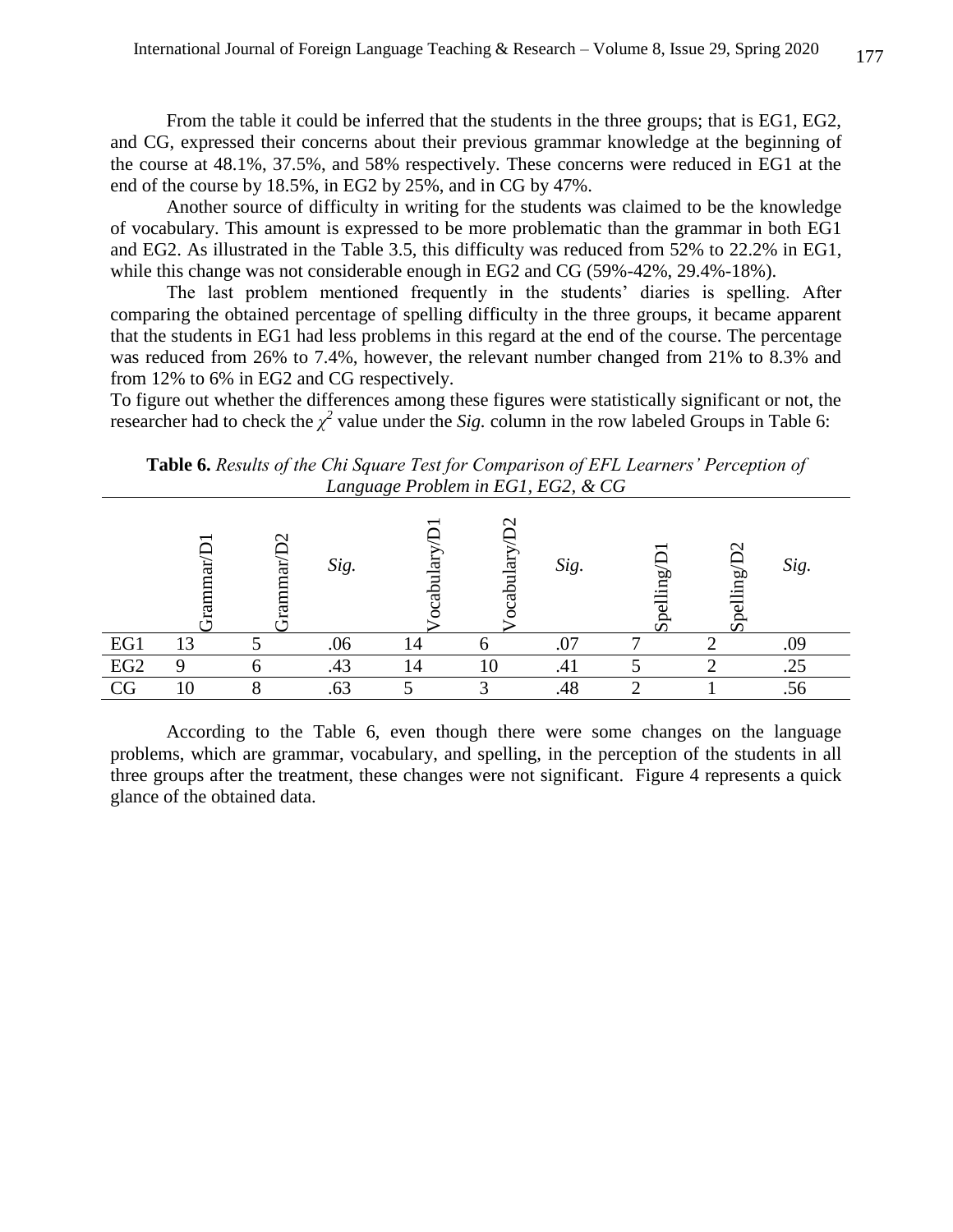From the table it could be inferred that the students in the three groups; that is EG1, EG2, and CG, expressed their concerns about their previous grammar knowledge at the beginning of the course at 48.1%, 37.5%, and 58% respectively. These concerns were reduced in EG1 at the end of the course by 18.5%, in EG2 by 25%, and in CG by 47%.

Another source of difficulty in writing for the students was claimed to be the knowledge of vocabulary. This amount is expressed to be more problematic than the grammar in both EG1 and EG2. As illustrated in the Table 3.5, this difficulty was reduced from 52% to 22.2% in EG1, while this change was not considerable enough in EG2 and CG (59%-42%, 29.4%-18%).

The last problem mentioned frequently in the students' diaries is spelling. After comparing the obtained percentage of spelling difficulty in the three groups, it became apparent that the students in EG1 had less problems in this regard at the end of the course. The percentage was reduced from 26% to 7.4%, however, the relevant number changed from 21% to 8.3% and from 12% to 6% in EG2 and CG respectively.

To figure out whether the differences among these figures were statistically significant or not, the researcher had to check the $\chi^2$ value under the *Sig.* column in the row labeled Groups in Table 6:

**Table 6.** *Results of the Chi Square Test for Comparison of EFL Learners' Perception of Language Problem in EG1, EG2, & CG*

| | Grammar/D1 | Grammar/D2 | *Sig.* | Vocabulary/D1 | Vocabulary/D2 | *Sig.* | Spelling/D1 | Spelling/D2 | *Sig.* |
|---|---|---|---|---|---|---|---|---|---|
| EG1 | 13 | 5 | .06 | 14 | 6 | .07 | 7 | 2 | .09 |
| EG2 | 9 | 6 | .43 | 14 | 10 | .41 | 5 | 2 | .25 |
| CG | 10 | 8 | .63 | 5 | 3 | .48 | 2 | 1 | .56 |

According to the Table 6, even though there were some changes on the language problems, which are grammar, vocabulary, and spelling, in the perception of the students in all three groups after the treatment, these changes were not significant. Figure 4 represents a quick glance of the obtained data.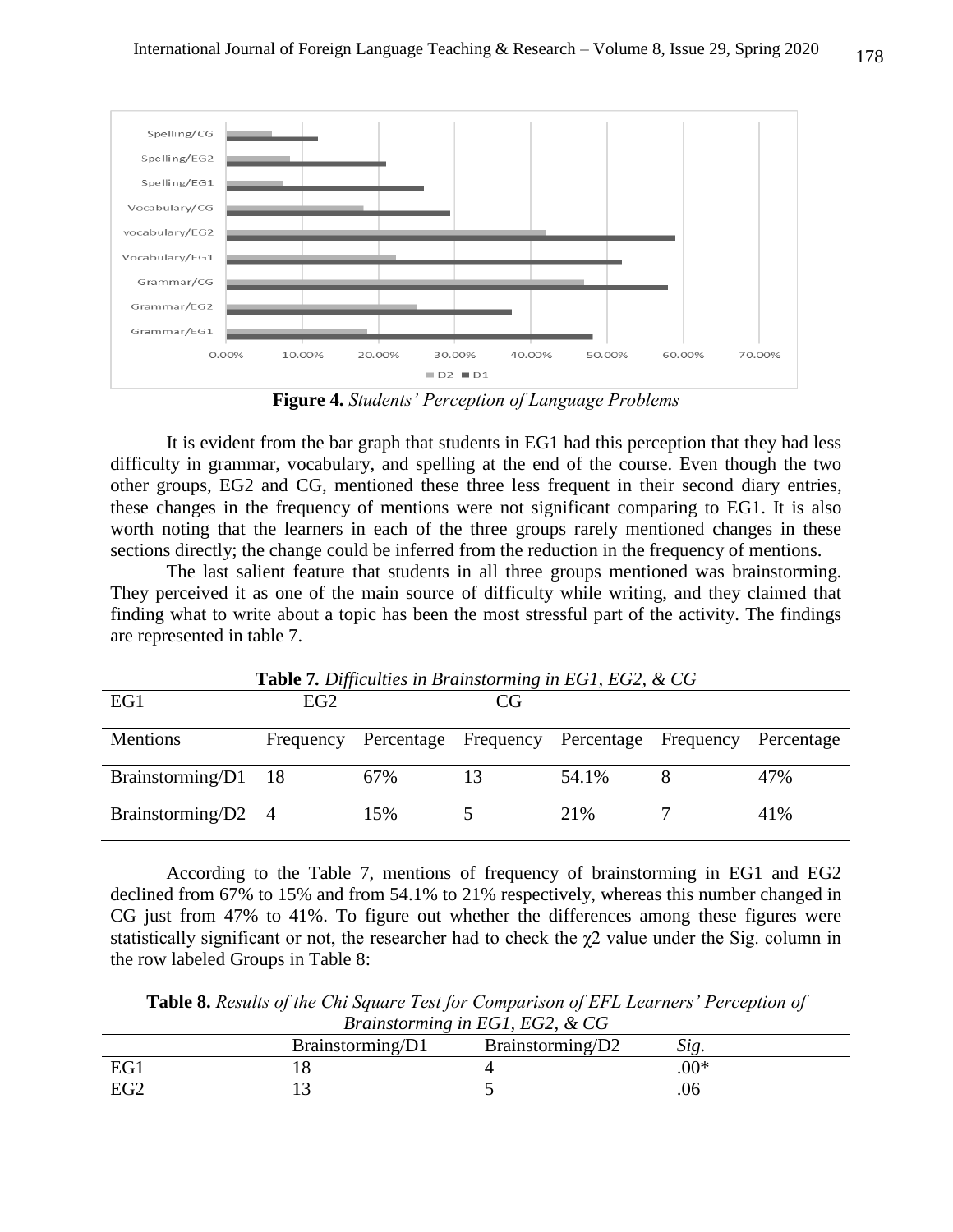**Figure 4.** *Students' Perception of Language Problems*

It is evident from the bar graph that students in EG1 had this perception that they had less difficulty in grammar, vocabulary, and spelling at the end of the course. Even though the two other groups, EG2 and CG, mentioned these three less frequent in their second diary entries, these changes in the frequency of mentions were not significant comparing to EG1. It is also worth noting that the learners in each of the three groups rarely mentioned changes in these sections directly; the change could be inferred from the reduction in the frequency of mentions.

The last salient feature that students in all three groups mentioned was brainstorming. They perceived it as one of the main source of difficulty while writing, and they claimed that finding what to write about a topic has been the most stressful part of the activity. The findings are represented in table 7.

**Table 7.** *Difficulties in Brainstorming in EG1, EG2, & CG*

| EG1 | EG2 | | CG | | | |
|---|---|---|---|---|---|---|
| Mentions | Frequency | Percentage | Frequency | Percentage | Frequency | Percentage |
| Brainstorming/D1 | 18 | 67% | 13 | 54.1% | 8 | 47% |
| Brainstorming/D2 | 4 | 15% | 5 | 21% | 7 | 41% |

According to the Table 7, mentions of frequency of brainstorming in EG1 and EG2 declined from 67% to 15% and from 54.1% to 21% respectively, whereas this number changed in CG just from 47% to 41%. To figure out whether the differences among these figures were statistically significant or not, the researcher had to check the $\chi 2$ value under the Sig. column in the row labeled Groups in Table 8:

**Table 8.** *Results of the Chi Square Test for Comparison of EFL Learners' Perception of Brainstorming in EG1, EG2, & CG*

| | Brainstorming/D1 | Brainstorming/D2 | *Sig.* |
|---|---|---|---|
| EG1 | 18 | 4 | .00* |
| EG2 | 13 | 5 | .06 |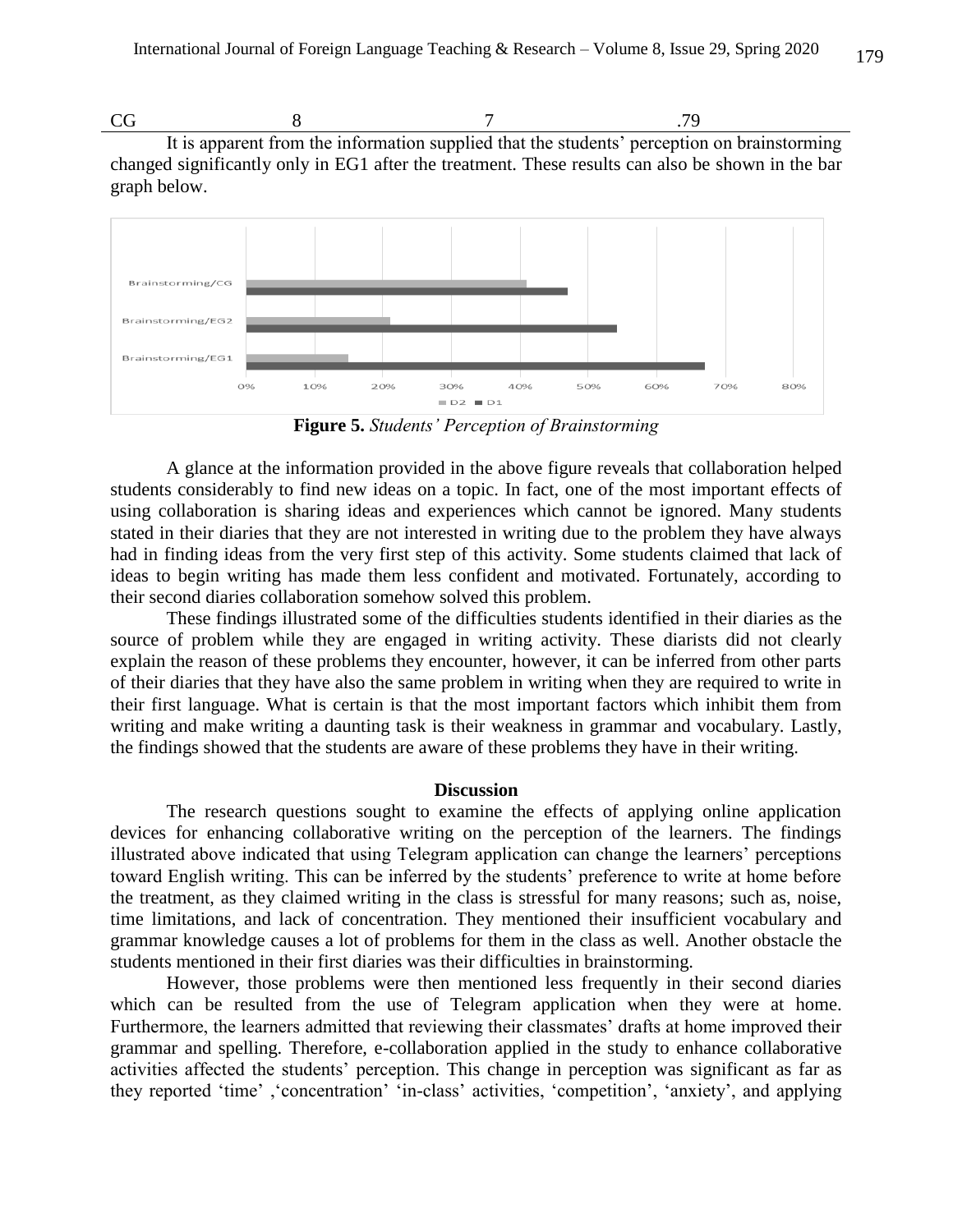| CG | 8 | 7 | .79 |
|---|---|---|---|

It is apparent from the information supplied that the students' perception on brainstorming changed significantly only in EG1 after the treatment. These results can also be shown in the bar graph below.

**Figure 5.** *Students' Perception of Brainstorming*

A glance at the information provided in the above figure reveals that collaboration helped students considerably to find new ideas on a topic. In fact, one of the most important effects of using collaboration is sharing ideas and experiences which cannot be ignored. Many students stated in their diaries that they are not interested in writing due to the problem they have always had in finding ideas from the very first step of this activity. Some students claimed that lack of ideas to begin writing has made them less confident and motivated. Fortunately, according to their second diaries collaboration somehow solved this problem.

These findings illustrated some of the difficulties students identified in their diaries as the source of problem while they are engaged in writing activity. These diarists did not clearly explain the reason of these problems they encounter, however, it can be inferred from other parts of their diaries that they have also the same problem in writing when they are required to write in their first language. What is certain is that the most important factors which inhibit them from writing and make writing a daunting task is their weakness in grammar and vocabulary. Lastly, the findings showed that the students are aware of these problems they have in their writing.

## Discussion

The research questions sought to examine the effects of applying online application devices for enhancing collaborative writing on the perception of the learners. The findings illustrated above indicated that using Telegram application can change the learners' perceptions toward English writing. This can be inferred by the students' preference to write at home before the treatment, as they claimed writing in the class is stressful for many reasons; such as, noise, time limitations, and lack of concentration. They mentioned their insufficient vocabulary and grammar knowledge causes a lot of problems for them in the class as well. Another obstacle the students mentioned in their first diaries was their difficulties in brainstorming.

However, those problems were then mentioned less frequently in their second diaries which can be resulted from the use of Telegram application when they were at home. Furthermore, the learners admitted that reviewing their classmates' drafts at home improved their grammar and spelling. Therefore, e-collaboration applied in the study to enhance collaborative activities affected the students' perception. This change in perception was significant as far as they reported 'time' ,'concentration' 'in-class' activities, 'competition', 'anxiety', and applying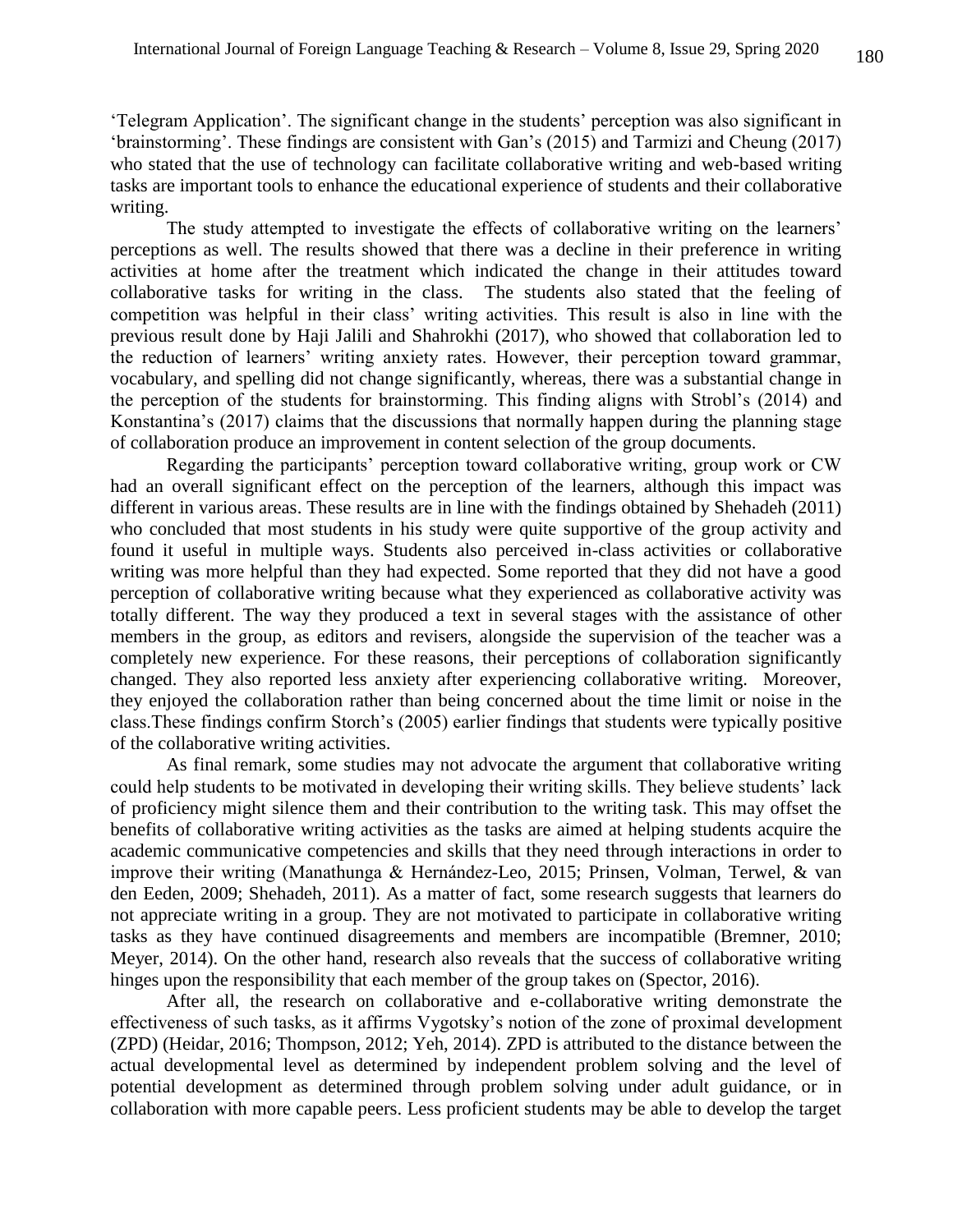'Telegram Application'. The significant change in the students' perception was also significant in 'brainstorming'. These findings are consistent with Gan's (2015) and Tarmizi and Cheung (2017) who stated that the use of technology can facilitate collaborative writing and web-based writing tasks are important tools to enhance the educational experience of students and their collaborative writing.

The study attempted to investigate the effects of collaborative writing on the learners' perceptions as well. The results showed that there was a decline in their preference in writing activities at home after the treatment which indicated the change in their attitudes toward collaborative tasks for writing in the class. The students also stated that the feeling of competition was helpful in their class' writing activities. This result is also in line with the previous result done by Haji Jalili and Shahrokhi (2017), who showed that collaboration led to the reduction of learners' writing anxiety rates. However, their perception toward grammar, vocabulary, and spelling did not change significantly, whereas, there was a substantial change in the perception of the students for brainstorming. This finding aligns with Strobl's (2014) and Konstantina's (2017) claims that the discussions that normally happen during the planning stage of collaboration produce an improvement in content selection of the group documents.

Regarding the participants' perception toward collaborative writing, group work or CW had an overall significant effect on the perception of the learners, although this impact was different in various areas. These results are in line with the findings obtained by Shehadeh (2011) who concluded that most students in his study were quite supportive of the group activity and found it useful in multiple ways. Students also perceived in-class activities or collaborative writing was more helpful than they had expected. Some reported that they did not have a good perception of collaborative writing because what they experienced as collaborative activity was totally different. The way they produced a text in several stages with the assistance of other members in the group, as editors and revisers, alongside the supervision of the teacher was a completely new experience. For these reasons, their perceptions of collaboration significantly changed. They also reported less anxiety after experiencing collaborative writing. Moreover, they enjoyed the collaboration rather than being concerned about the time limit or noise in the class.These findings confirm Storch's (2005) earlier findings that students were typically positive of the collaborative writing activities.

As final remark, some studies may not advocate the argument that collaborative writing could help students to be motivated in developing their writing skills. They believe students' lack of proficiency might silence them and their contribution to the writing task. This may offset the benefits of collaborative writing activities as the tasks are aimed at helping students acquire the academic communicative competencies and skills that they need through interactions in order to improve their writing (Manathunga & Hernández-Leo, 2015; Prinsen, Volman, Terwel, & van den Eeden, 2009; Shehadeh, 2011). As a matter of fact, some research suggests that learners do not appreciate writing in a group. They are not motivated to participate in collaborative writing tasks as they have continued disagreements and members are incompatible (Bremner, 2010; Meyer, 2014). On the other hand, research also reveals that the success of collaborative writing hinges upon the responsibility that each member of the group takes on (Spector, 2016).

After all, the research on collaborative and e-collaborative writing demonstrate the effectiveness of such tasks, as it affirms Vygotsky's notion of the zone of proximal development (ZPD) (Heidar, 2016; Thompson, 2012; Yeh, 2014). ZPD is attributed to the distance between the actual developmental level as determined by independent problem solving and the level of potential development as determined through problem solving under adult guidance, or in collaboration with more capable peers. Less proficient students may be able to develop the target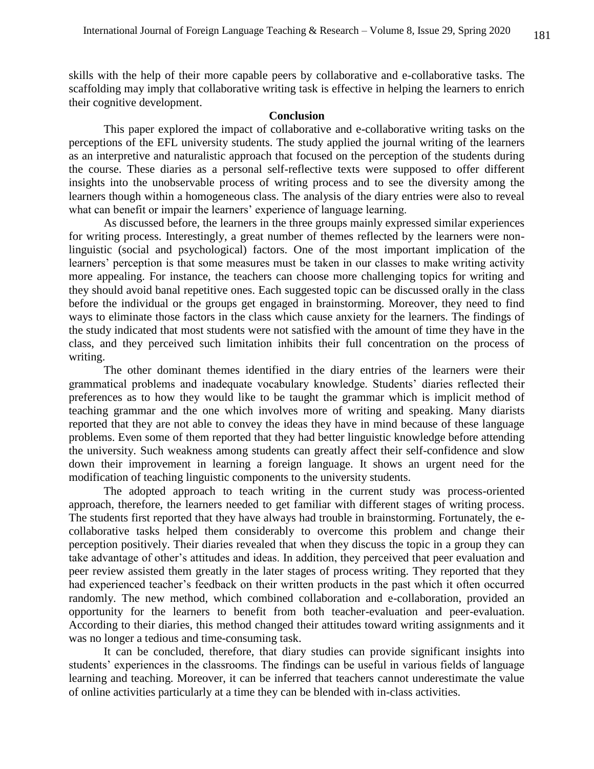skills with the help of their more capable peers by collaborative and e-collaborative tasks. The scaffolding may imply that collaborative writing task is effective in helping the learners to enrich their cognitive development.

## Conclusion

This paper explored the impact of collaborative and e-collaborative writing tasks on the perceptions of the EFL university students. The study applied the journal writing of the learners as an interpretive and naturalistic approach that focused on the perception of the students during the course. These diaries as a personal self-reflective texts were supposed to offer different insights into the unobservable process of writing process and to see the diversity among the learners though within a homogeneous class. The analysis of the diary entries were also to reveal what can benefit or impair the learners' experience of language learning.

As discussed before, the learners in the three groups mainly expressed similar experiences for writing process. Interestingly, a great number of themes reflected by the learners were non-linguistic (social and psychological) factors. One of the most important implication of the learners' perception is that some measures must be taken in our classes to make writing activity more appealing. For instance, the teachers can choose more challenging topics for writing and they should avoid banal repetitive ones. Each suggested topic can be discussed orally in the class before the individual or the groups get engaged in brainstorming. Moreover, they need to find ways to eliminate those factors in the class which cause anxiety for the learners. The findings of the study indicated that most students were not satisfied with the amount of time they have in the class, and they perceived such limitation inhibits their full concentration on the process of writing.

The other dominant themes identified in the diary entries of the learners were their grammatical problems and inadequate vocabulary knowledge. Students' diaries reflected their preferences as to how they would like to be taught the grammar which is implicit method of teaching grammar and the one which involves more of writing and speaking. Many diarists reported that they are not able to convey the ideas they have in mind because of these language problems. Even some of them reported that they had better linguistic knowledge before attending the university. Such weakness among students can greatly affect their self-confidence and slow down their improvement in learning a foreign language. It shows an urgent need for the modification of teaching linguistic components to the university students.

The adopted approach to teach writing in the current study was process-oriented approach, therefore, the learners needed to get familiar with different stages of writing process. The students first reported that they have always had trouble in brainstorming. Fortunately, the e-collaborative tasks helped them considerably to overcome this problem and change their perception positively. Their diaries revealed that when they discuss the topic in a group they can take advantage of other's attitudes and ideas. In addition, they perceived that peer evaluation and peer review assisted them greatly in the later stages of process writing. They reported that they had experienced teacher's feedback on their written products in the past which it often occurred randomly. The new method, which combined collaboration and e-collaboration, provided an opportunity for the learners to benefit from both teacher-evaluation and peer-evaluation. According to their diaries, this method changed their attitudes toward writing assignments and it was no longer a tedious and time-consuming task.

It can be concluded, therefore, that diary studies can provide significant insights into students' experiences in the classrooms. The findings can be useful in various fields of language learning and teaching. Moreover, it can be inferred that teachers cannot underestimate the value of online activities particularly at a time they can be blended with in-class activities.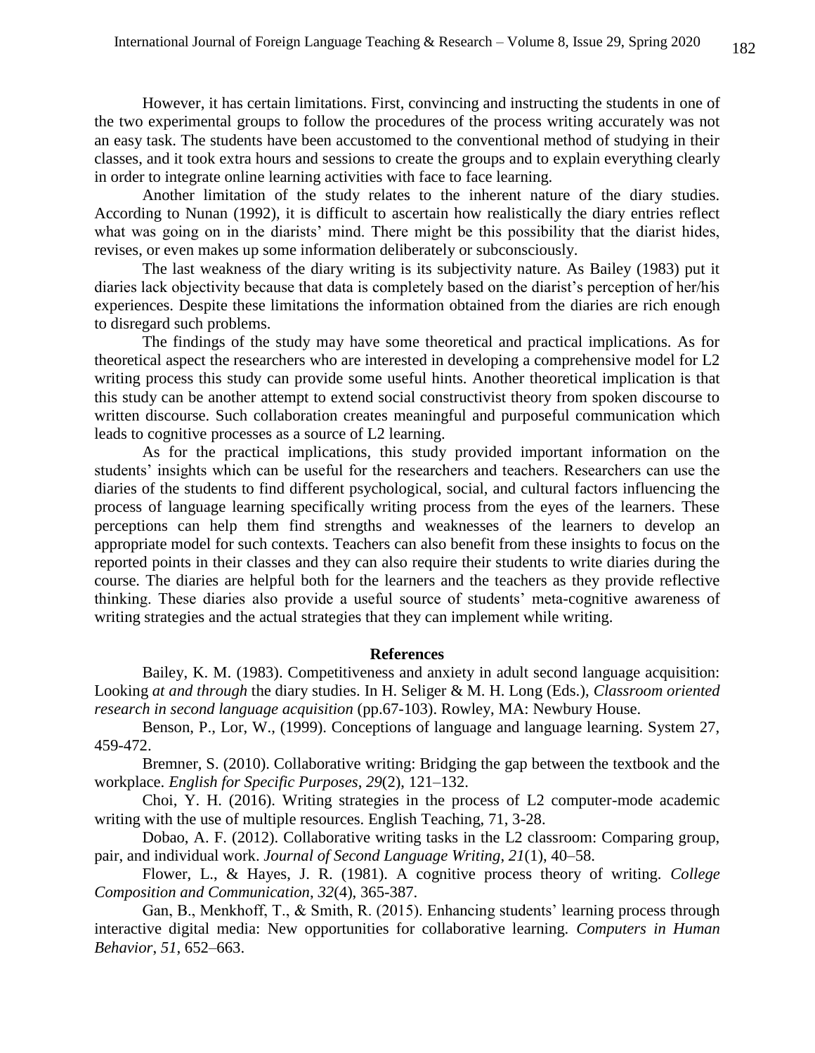However, it has certain limitations. First, convincing and instructing the students in one of the two experimental groups to follow the procedures of the process writing accurately was not an easy task. The students have been accustomed to the conventional method of studying in their classes, and it took extra hours and sessions to create the groups and to explain everything clearly in order to integrate online learning activities with face to face learning.

Another limitation of the study relates to the inherent nature of the diary studies. According to Nunan (1992), it is difficult to ascertain how realistically the diary entries reflect what was going on in the diarists' mind. There might be this possibility that the diarist hides, revises, or even makes up some information deliberately or subconsciously.

The last weakness of the diary writing is its subjectivity nature. As Bailey (1983) put it diaries lack objectivity because that data is completely based on the diarist's perception of her/his experiences. Despite these limitations the information obtained from the diaries are rich enough to disregard such problems.

The findings of the study may have some theoretical and practical implications. As for theoretical aspect the researchers who are interested in developing a comprehensive model for L2 writing process this study can provide some useful hints. Another theoretical implication is that this study can be another attempt to extend social constructivist theory from spoken discourse to written discourse. Such collaboration creates meaningful and purposeful communication which leads to cognitive processes as a source of L2 learning.

As for the practical implications, this study provided important information on the students' insights which can be useful for the researchers and teachers. Researchers can use the diaries of the students to find different psychological, social, and cultural factors influencing the process of language learning specifically writing process from the eyes of the learners. These perceptions can help them find strengths and weaknesses of the learners to develop an appropriate model for such contexts. Teachers can also benefit from these insights to focus on the reported points in their classes and they can also require their students to write diaries during the course. The diaries are helpful both for the learners and the teachers as they provide reflective thinking. These diaries also provide a useful source of students' meta-cognitive awareness of writing strategies and the actual strategies that they can implement while writing.

## References

Bailey, K. M. (1983). Competitiveness and anxiety in adult second language acquisition: Looking *at and through* the diary studies. In H. Seliger & M. H. Long (Eds.), *Classroom oriented research in second language acquisition* (pp.67-103). Rowley, MA: Newbury House.

Benson, P., Lor, W., (1999). Conceptions of language and language learning. System 27, 459-472.

Bremner, S. (2010). Collaborative writing: Bridging the gap between the textbook and the workplace. *English for Specific Purposes*, *29*(2), 121–132.

Choi, Y. H. (2016). Writing strategies in the process of L2 computer-mode academic writing with the use of multiple resources. English Teaching, 71, 3-28.

Dobao, A. F. (2012). Collaborative writing tasks in the L2 classroom: Comparing group, pair, and individual work. *Journal of Second Language Writing*, *21*(1), 40–58.

Flower, L., & Hayes, J. R. (1981). A cognitive process theory of writing. *College Composition and Communication*, *32*(4), 365-387.

Gan, B., Menkhoff, T., & Smith, R. (2015). Enhancing students' learning process through interactive digital media: New opportunities for collaborative learning. *Computers in Human Behavior*, *51*, 652–663.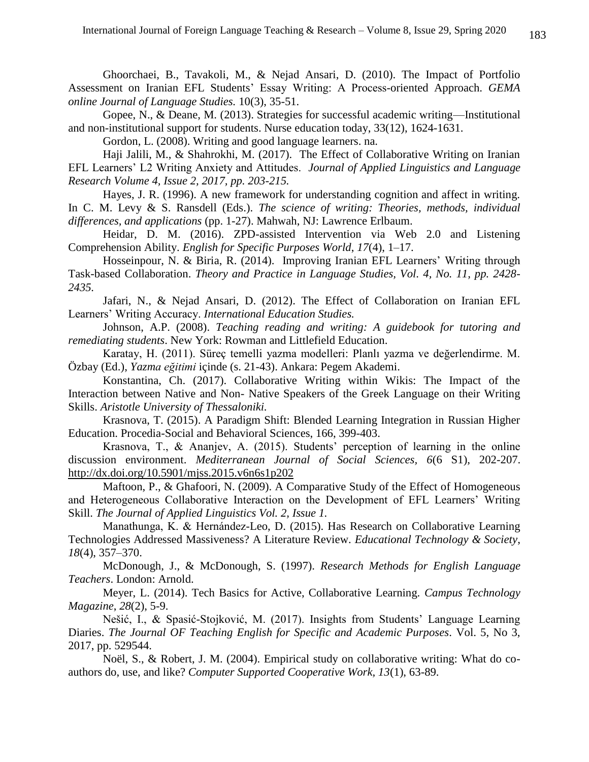Ghoorchaei, B., Tavakoli, M., & Nejad Ansari, D. (2010). The Impact of Portfolio Assessment on Iranian EFL Students' Essay Writing: A Process-oriented Approach. *GEMA online Journal of Language Studies.* 10(3), 35-51.

Gopee, N., & Deane, M. (2013). Strategies for successful academic writing—Institutional and non-institutional support for students. Nurse education today, 33(12), 1624-1631.

Gordon, L. (2008). Writing and good language learners. na.

Haji Jalili, M., & Shahrokhi, M. (2017). The Effect of Collaborative Writing on Iranian EFL Learners' L2 Writing Anxiety and Attitudes. *Journal of Applied Linguistics and Language Research Volume 4, Issue 2, 2017, pp. 203-215.*

Hayes, J. R. (1996). A new framework for understanding cognition and affect in writing. In C. M. Levy & S. Ransdell (Eds.). *The science of writing: Theories, methods, individual differences, and applications* (pp. 1-27). Mahwah, NJ: Lawrence Erlbaum.

Heidar, D. M. (2016). ZPD-assisted Intervention via Web 2.0 and Listening Comprehension Ability. *English for Specific Purposes World*, *17*(4), 1–17.

Hosseinpour, N. & Biria, R. (2014). Improving Iranian EFL Learners' Writing through Task-based Collaboration. *Theory and Practice in Language Studies, Vol. 4, No. 11, pp. 2428-2435.*

Jafari, N., & Nejad Ansari, D. (2012). The Effect of Collaboration on Iranian EFL Learners' Writing Accuracy. *International Education Studies.*

Johnson, A.P. (2008). *Teaching reading and writing: A guidebook for tutoring and remediating students*. New York: Rowman and Littlefield Education.

Karatay, H. (2011). Süreç temelli yazma modelleri: Planlı yazma ve değerlendirme. M. Özbay (Ed.), *Yazma eğitimi* içinde (s. 21-43). Ankara: Pegem Akademi.

Konstantina, Ch. (2017). Collaborative Writing within Wikis: The Impact of the Interaction between Native and Non- Native Speakers of the Greek Language on their Writing Skills. *Aristotle University of Thessaloniki.*

Krasnova, T. (2015). A Paradigm Shift: Blended Learning Integration in Russian Higher Education. Procedia-Social and Behavioral Sciences, 166, 399-403.

Krasnova, T., & Ananjev, A. (2015). Students' perception of learning in the online discussion environment. *Mediterranean Journal of Social Sciences*, *6*(6 S1), 202-207. http://dx.doi.org/10.5901/mjss.2015.v6n6s1p202

Maftoon, P., & Ghafoori, N. (2009). A Comparative Study of the Effect of Homogeneous and Heterogeneous Collaborative Interaction on the Development of EFL Learners' Writing Skill. *The Journal of Applied Linguistics Vol. 2, Issue 1.*

Manathunga, K. & Hernández-Leo, D. (2015). Has Research on Collaborative Learning Technologies Addressed Massiveness? A Literature Review. *Educational Technology & Society*, *18*(4), 357–370.

McDonough, J., & McDonough, S. (1997). *Research Methods for English Language Teachers*. London: Arnold.

Meyer, L. (2014). Tech Basics for Active, Collaborative Learning. *Campus Technology Magazine*, *28*(2), 5-9.

Nešić, I., & Spasić-Stojković, M. (2017). Insights from Students' Language Learning Diaries. *The Journal OF Teaching English for Specific and Academic Purposes*. Vol. 5, No 3, 2017, pp. 529544.

Noël, S., & Robert, J. M. (2004). Empirical study on collaborative writing: What do co-authors do, use, and like? *Computer Supported Cooperative Work, 13*(1), 63-89.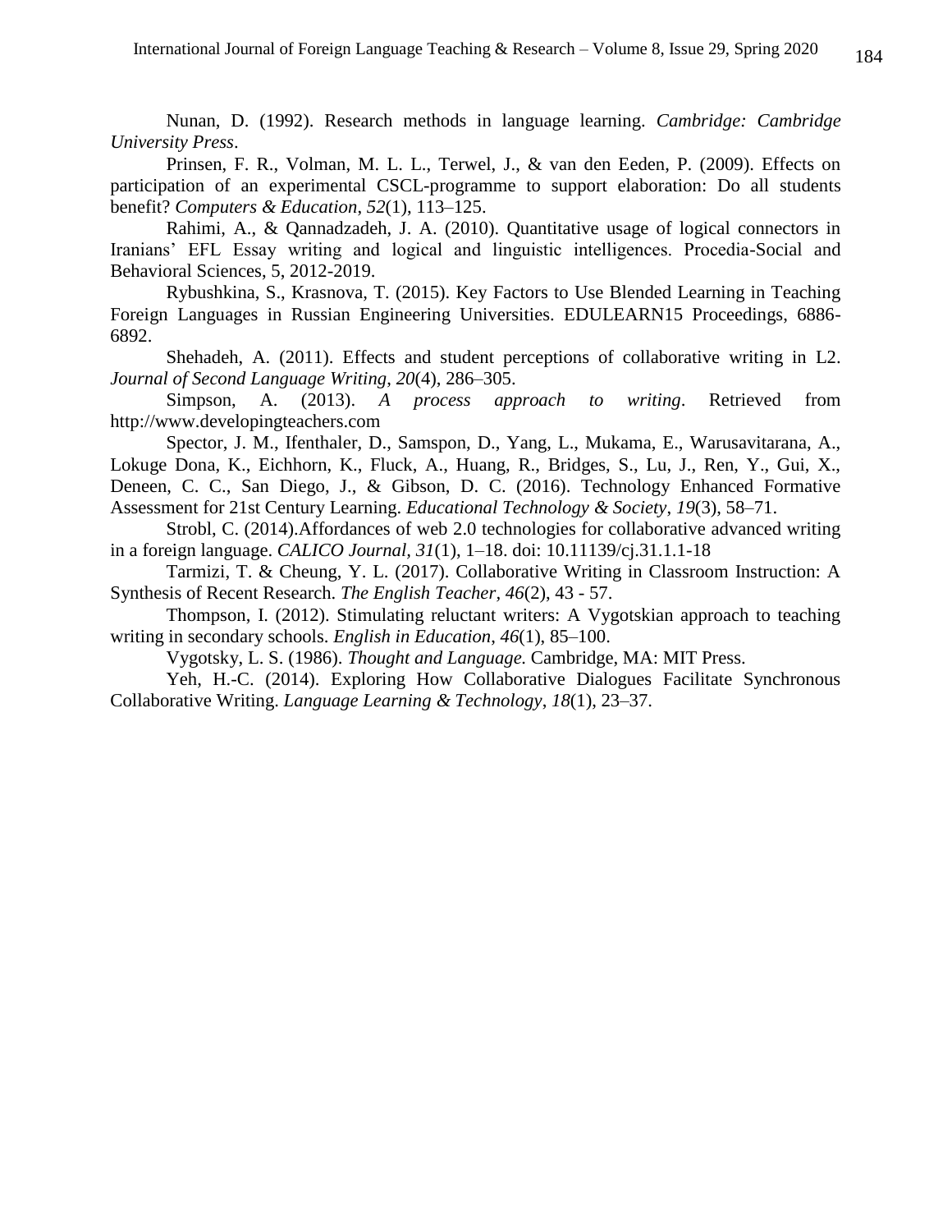Nunan, D. (1992). Research methods in language learning. *Cambridge: Cambridge University Press*.

Prinsen, F. R., Volman, M. L. L., Terwel, J., & van den Eeden, P. (2009). Effects on participation of an experimental CSCL-programme to support elaboration: Do all students benefit? *Computers & Education*, *52*(1), 113–125.

Rahimi, A., & Qannadzadeh, J. A. (2010). Quantitative usage of logical connectors in Iranians' EFL Essay writing and logical and linguistic intelligences. Procedia-Social and Behavioral Sciences, 5, 2012-2019.

Rybushkina, S., Krasnova, T. (2015). Key Factors to Use Blended Learning in Teaching Foreign Languages in Russian Engineering Universities. EDULEARN15 Proceedings, 6886-6892.

Shehadeh, A. (2011). Effects and student perceptions of collaborative writing in L2. *Journal of Second Language Writing*, *20*(4), 286–305.

Simpson, A. (2013). *A process approach to writing*. Retrieved from http://www.developingteachers.com

Spector, J. M., Ifenthaler, D., Samspon, D., Yang, L., Mukama, E., Warusavitarana, A., Lokuge Dona, K., Eichhorn, K., Fluck, A., Huang, R., Bridges, S., Lu, J., Ren, Y., Gui, X., Deneen, C. C., San Diego, J., & Gibson, D. C. (2016). Technology Enhanced Formative Assessment for 21st Century Learning. *Educational Technology & Society*, *19*(3), 58–71.

Strobl, C. (2014).Affordances of web 2.0 technologies for collaborative advanced writing in a foreign language. *CALICO Journal*, *31*(1), 1–18. doi: 10.11139/cj.31.1.1-18

Tarmizi, T. & Cheung, Y. L. (2017). Collaborative Writing in Classroom Instruction: A Synthesis of Recent Research. *The English Teacher, 46*(2), 43 - 57.

Thompson, I. (2012). Stimulating reluctant writers: A Vygotskian approach to teaching writing in secondary schools. *English in Education*, *46*(1), 85–100.

Vygotsky, L. S. (1986). *Thought and Language.* Cambridge, MA: MIT Press.

Yeh, H.-C. (2014). Exploring How Collaborative Dialogues Facilitate Synchronous Collaborative Writing. *Language Learning & Technology*, *18*(1), 23–37.